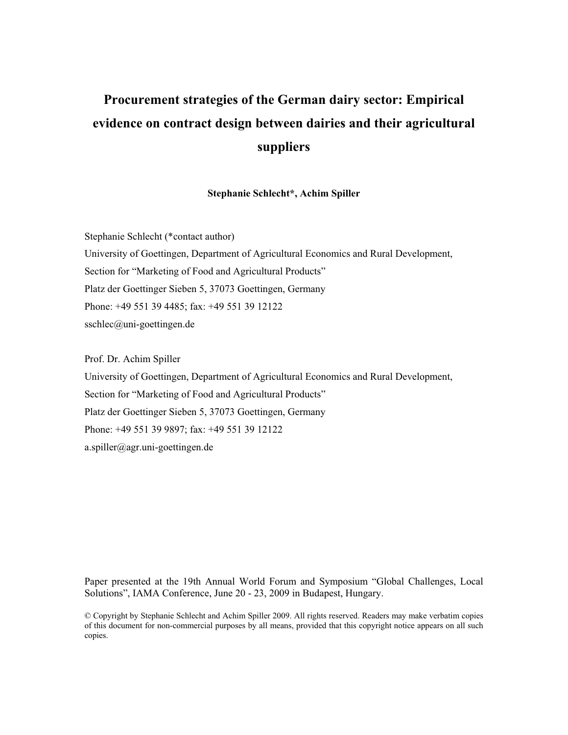# Procurement strategies of the German dairy sector: Empirical evidence on contract design between dairies and their agricultural suppliers

**Stephanie Schlecht*, Achim Spiller**

Stephanie Schlecht (*contact author)
University of Goettingen, Department of Agricultural Economics and Rural Development,
Section for "Marketing of Food and Agricultural Products"
Platz der Goettinger Sieben 5, 37073 Goettingen, Germany
Phone: +49 551 39 4485; fax: +49 551 39 12122
sschlec@uni-goettingen.de

Prof. Dr. Achim Spiller
University of Goettingen, Department of Agricultural Economics and Rural Development,
Section for "Marketing of Food and Agricultural Products"
Platz der Goettinger Sieben 5, 37073 Goettingen, Germany
Phone: +49 551 39 9897; fax: +49 551 39 12122
a.spiller@agr.uni-goettingen.de

Paper presented at the 19th Annual World Forum and Symposium "Global Challenges, Local Solutions", IAMA Conference, June 20 - 23, 2009 in Budapest, Hungary.

© Copyright by Stephanie Schlecht and Achim Spiller 2009. All rights reserved. Readers may make verbatim copies of this document for non-commercial purposes by all means, provided that this copyright notice appears on all such copies.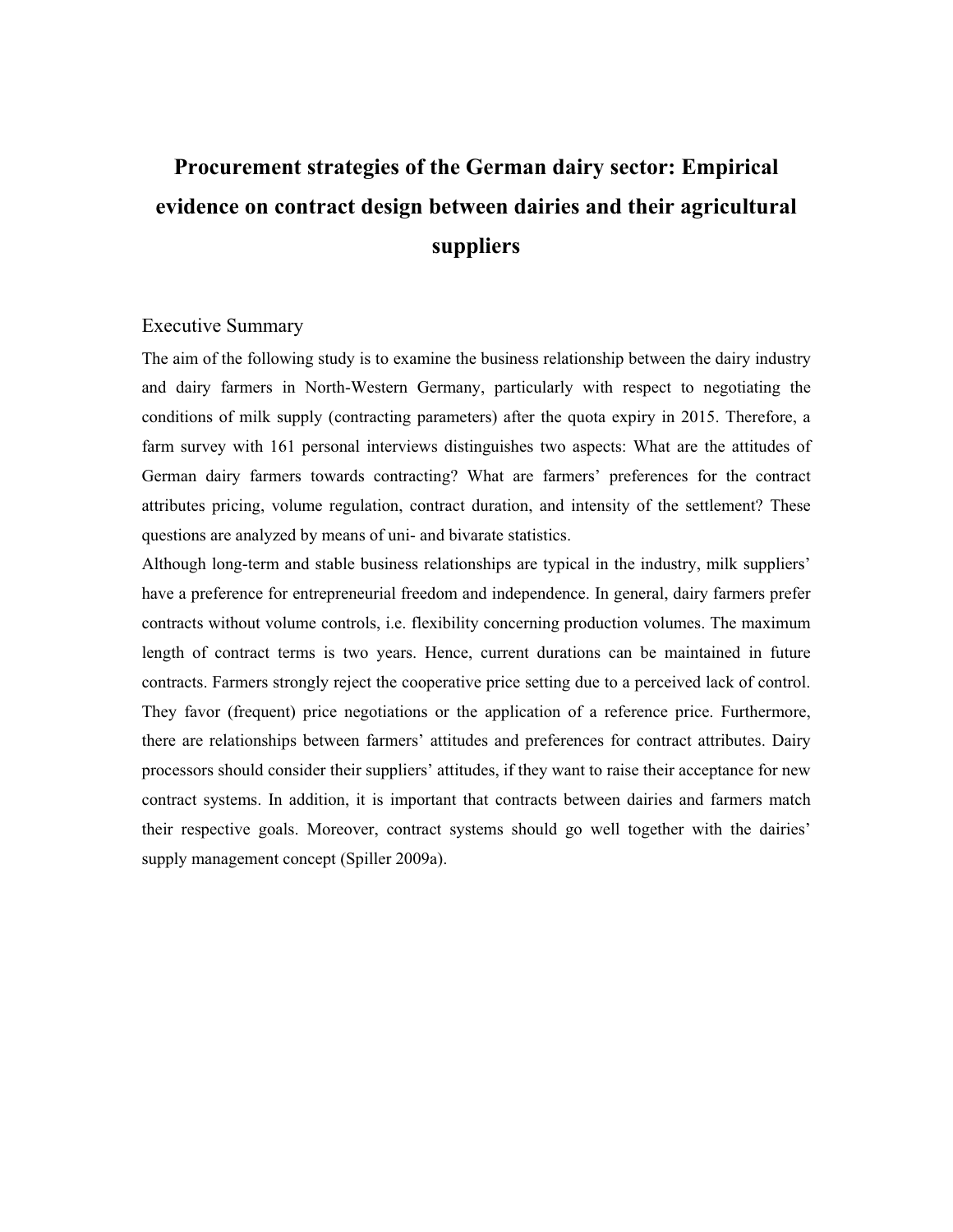# Procurement strategies of the German dairy sector: Empirical evidence on contract design between dairies and their agricultural suppliers

## Executive Summary

The aim of the following study is to examine the business relationship between the dairy industry and dairy farmers in North-Western Germany, particularly with respect to negotiating the conditions of milk supply (contracting parameters) after the quota expiry in 2015. Therefore, a farm survey with 161 personal interviews distinguishes two aspects: What are the attitudes of German dairy farmers towards contracting? What are farmers' preferences for the contract attributes pricing, volume regulation, contract duration, and intensity of the settlement? These questions are analyzed by means of uni- and bivarate statistics.

Although long-term and stable business relationships are typical in the industry, milk suppliers' have a preference for entrepreneurial freedom and independence. In general, dairy farmers prefer contracts without volume controls, i.e. flexibility concerning production volumes. The maximum length of contract terms is two years. Hence, current durations can be maintained in future contracts. Farmers strongly reject the cooperative price setting due to a perceived lack of control. They favor (frequent) price negotiations or the application of a reference price. Furthermore, there are relationships between farmers' attitudes and preferences for contract attributes. Dairy processors should consider their suppliers' attitudes, if they want to raise their acceptance for new contract systems. In addition, it is important that contracts between dairies and farmers match their respective goals. Moreover, contract systems should go well together with the dairies' supply management concept (Spiller 2009a).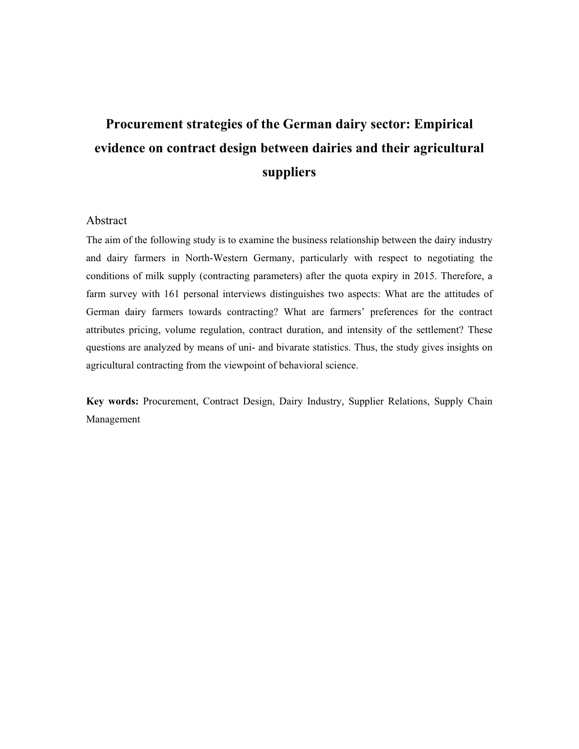# Procurement strategies of the German dairy sector: Empirical evidence on contract design between dairies and their agricultural suppliers

## Abstract

The aim of the following study is to examine the business relationship between the dairy industry and dairy farmers in North-Western Germany, particularly with respect to negotiating the conditions of milk supply (contracting parameters) after the quota expiry in 2015. Therefore, a farm survey with 161 personal interviews distinguishes two aspects: What are the attitudes of German dairy farmers towards contracting? What are farmers' preferences for the contract attributes pricing, volume regulation, contract duration, and intensity of the settlement? These questions are analyzed by means of uni- and bivarate statistics. Thus, the study gives insights on agricultural contracting from the viewpoint of behavioral science.

**Key words:** Procurement, Contract Design, Dairy Industry, Supplier Relations, Supply Chain Management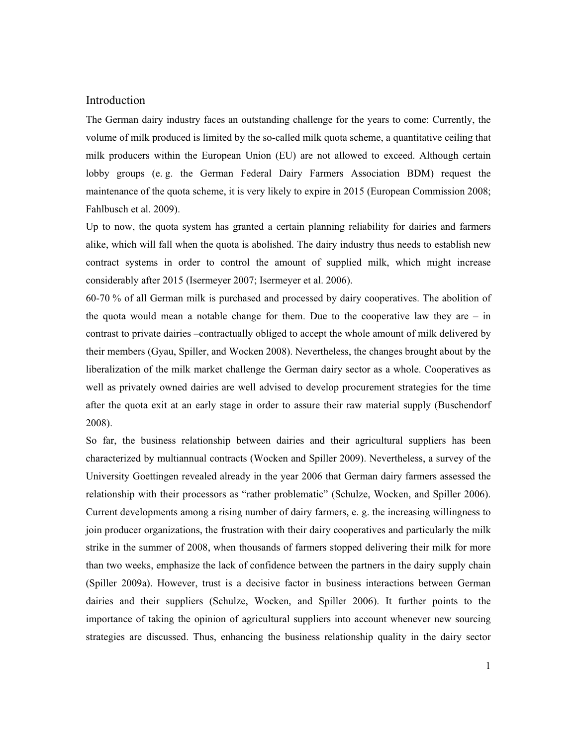# Introduction

The German dairy industry faces an outstanding challenge for the years to come: Currently, the volume of milk produced is limited by the so-called milk quota scheme, a quantitative ceiling that milk producers within the European Union (EU) are not allowed to exceed. Although certain lobby groups (e. g. the German Federal Dairy Farmers Association BDM) request the maintenance of the quota scheme, it is very likely to expire in 2015 (European Commission 2008; Fahlbusch et al. 2009).

Up to now, the quota system has granted a certain planning reliability for dairies and farmers alike, which will fall when the quota is abolished. The dairy industry thus needs to establish new contract systems in order to control the amount of supplied milk, which might increase considerably after 2015 (Isermeyer 2007; Isermeyer et al. 2006).

60-70 % of all German milk is purchased and processed by dairy cooperatives. The abolition of the quota would mean a notable change for them. Due to the cooperative law they are – in contrast to private dairies –contractually obliged to accept the whole amount of milk delivered by their members (Gyau, Spiller, and Wocken 2008). Nevertheless, the changes brought about by the liberalization of the milk market challenge the German dairy sector as a whole. Cooperatives as well as privately owned dairies are well advised to develop procurement strategies for the time after the quota exit at an early stage in order to assure their raw material supply (Buschendorf 2008).

So far, the business relationship between dairies and their agricultural suppliers has been characterized by multiannual contracts (Wocken and Spiller 2009). Nevertheless, a survey of the University Goettingen revealed already in the year 2006 that German dairy farmers assessed the relationship with their processors as "rather problematic" (Schulze, Wocken, and Spiller 2006). Current developments among a rising number of dairy farmers, e. g. the increasing willingness to join producer organizations, the frustration with their dairy cooperatives and particularly the milk strike in the summer of 2008, when thousands of farmers stopped delivering their milk for more than two weeks, emphasize the lack of confidence between the partners in the dairy supply chain (Spiller 2009a). However, trust is a decisive factor in business interactions between German dairies and their suppliers (Schulze, Wocken, and Spiller 2006). It further points to the importance of taking the opinion of agricultural suppliers into account whenever new sourcing strategies are discussed. Thus, enhancing the business relationship quality in the dairy sector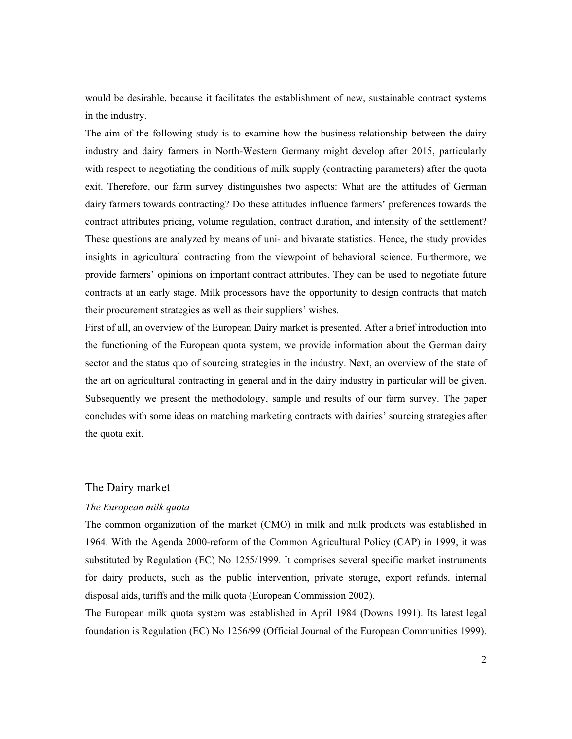would be desirable, because it facilitates the establishment of new, sustainable contract systems in the industry.

The aim of the following study is to examine how the business relationship between the dairy industry and dairy farmers in North-Western Germany might develop after 2015, particularly with respect to negotiating the conditions of milk supply (contracting parameters) after the quota exit. Therefore, our farm survey distinguishes two aspects: What are the attitudes of German dairy farmers towards contracting? Do these attitudes influence farmers' preferences towards the contract attributes pricing, volume regulation, contract duration, and intensity of the settlement? These questions are analyzed by means of uni- and bivarate statistics. Hence, the study provides insights in agricultural contracting from the viewpoint of behavioral science. Furthermore, we provide farmers' opinions on important contract attributes. They can be used to negotiate future contracts at an early stage. Milk processors have the opportunity to design contracts that match their procurement strategies as well as their suppliers' wishes.

First of all, an overview of the European Dairy market is presented. After a brief introduction into the functioning of the European quota system, we provide information about the German dairy sector and the status quo of sourcing strategies in the industry. Next, an overview of the state of the art on agricultural contracting in general and in the dairy industry in particular will be given. Subsequently we present the methodology, sample and results of our farm survey. The paper concludes with some ideas on matching marketing contracts with dairies' sourcing strategies after the quota exit.

## The Dairy market

### *The European milk quota*

The common organization of the market (CMO) in milk and milk products was established in 1964. With the Agenda 2000-reform of the Common Agricultural Policy (CAP) in 1999, it was substituted by Regulation (EC) No 1255/1999. It comprises several specific market instruments for dairy products, such as the public intervention, private storage, export refunds, internal disposal aids, tariffs and the milk quota (European Commission 2002).

The European milk quota system was established in April 1984 (Downs 1991). Its latest legal foundation is Regulation (EC) No 1256/99 (Official Journal of the European Communities 1999).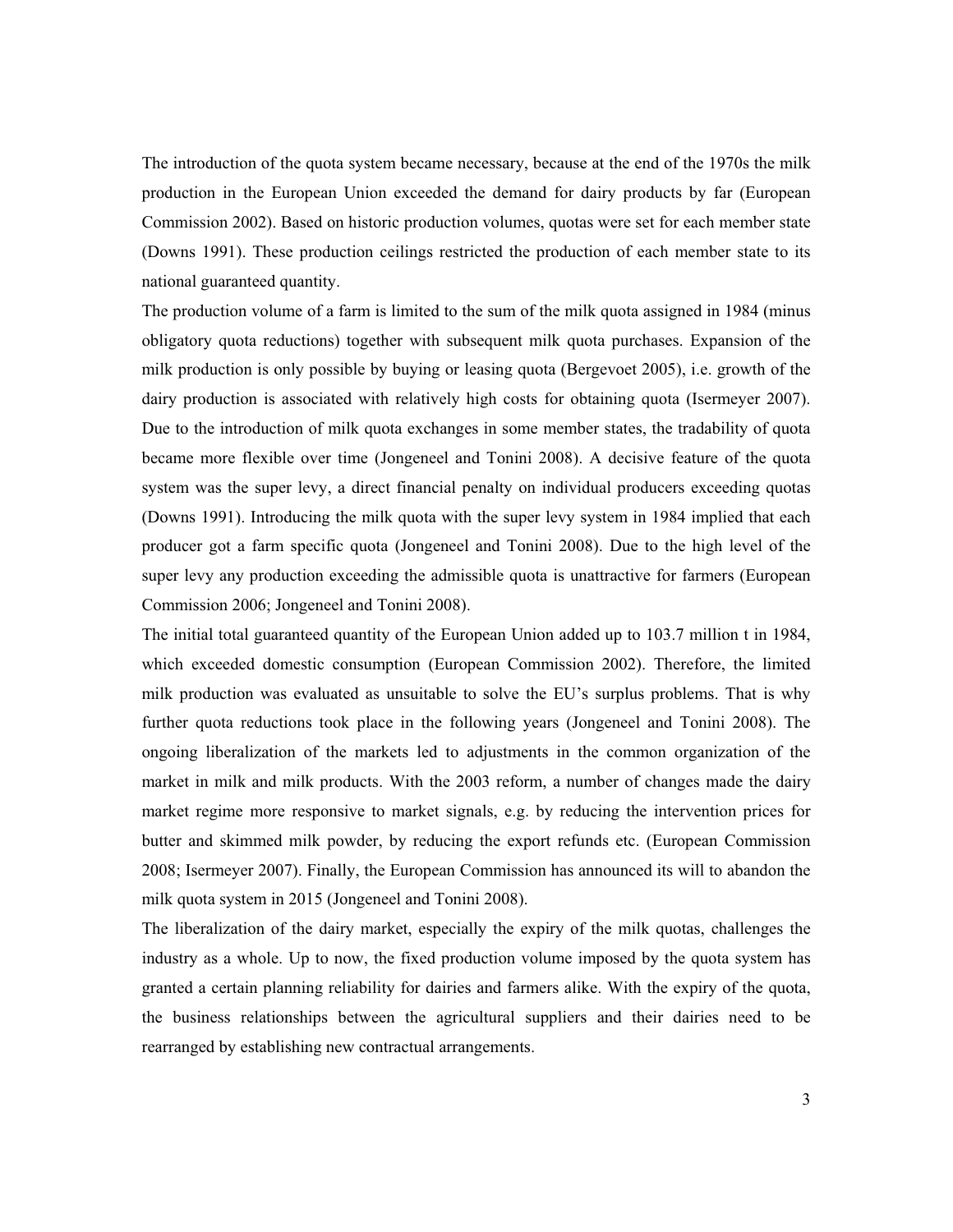The introduction of the quota system became necessary, because at the end of the 1970s the milk production in the European Union exceeded the demand for dairy products by far (European Commission 2002). Based on historic production volumes, quotas were set for each member state (Downs 1991). These production ceilings restricted the production of each member state to its national guaranteed quantity.

The production volume of a farm is limited to the sum of the milk quota assigned in 1984 (minus obligatory quota reductions) together with subsequent milk quota purchases. Expansion of the milk production is only possible by buying or leasing quota (Bergevoet 2005), i.e. growth of the dairy production is associated with relatively high costs for obtaining quota (Isermeyer 2007). Due to the introduction of milk quota exchanges in some member states, the tradability of quota became more flexible over time (Jongeneel and Tonini 2008). A decisive feature of the quota system was the super levy, a direct financial penalty on individual producers exceeding quotas (Downs 1991). Introducing the milk quota with the super levy system in 1984 implied that each producer got a farm specific quota (Jongeneel and Tonini 2008). Due to the high level of the super levy any production exceeding the admissible quota is unattractive for farmers (European Commission 2006; Jongeneel and Tonini 2008).

The initial total guaranteed quantity of the European Union added up to 103.7 million t in 1984, which exceeded domestic consumption (European Commission 2002). Therefore, the limited milk production was evaluated as unsuitable to solve the EU's surplus problems. That is why further quota reductions took place in the following years (Jongeneel and Tonini 2008). The ongoing liberalization of the markets led to adjustments in the common organization of the market in milk and milk products. With the 2003 reform, a number of changes made the dairy market regime more responsive to market signals, e.g. by reducing the intervention prices for butter and skimmed milk powder, by reducing the export refunds etc. (European Commission 2008; Isermeyer 2007). Finally, the European Commission has announced its will to abandon the milk quota system in 2015 (Jongeneel and Tonini 2008).

The liberalization of the dairy market, especially the expiry of the milk quotas, challenges the industry as a whole. Up to now, the fixed production volume imposed by the quota system has granted a certain planning reliability for dairies and farmers alike. With the expiry of the quota, the business relationships between the agricultural suppliers and their dairies need to be rearranged by establishing new contractual arrangements.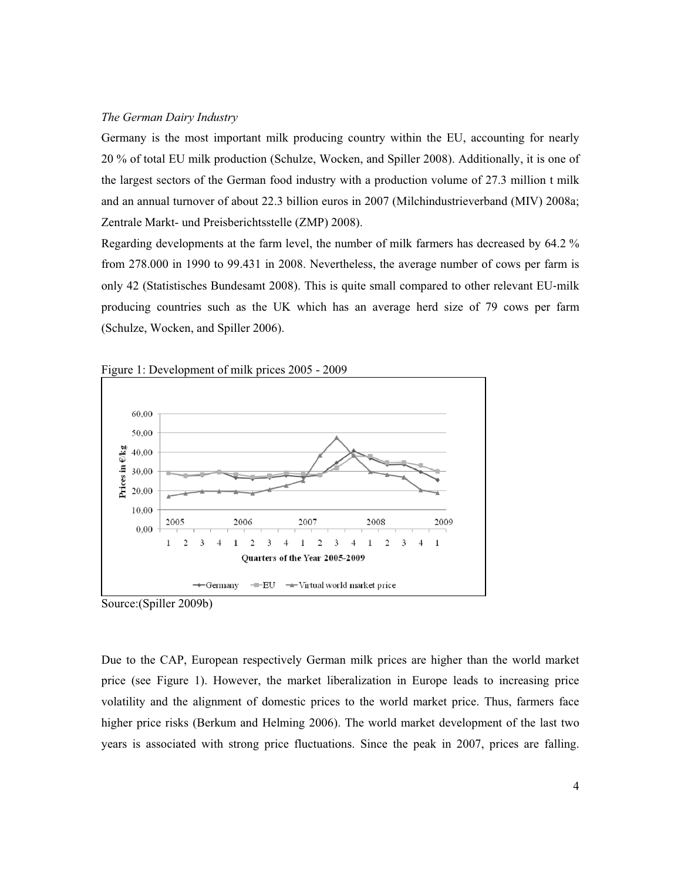*The German Dairy Industry*

Germany is the most important milk producing country within the EU, accounting for nearly 20 % of total EU milk production (Schulze, Wocken, and Spiller 2008). Additionally, it is one of the largest sectors of the German food industry with a production volume of 27.3 million t milk and an annual turnover of about 22.3 billion euros in 2007 (Milchindustrieverband (MIV) 2008a; Zentrale Markt- und Preisberichtsstelle (ZMP) 2008).

Regarding developments at the farm level, the number of milk farmers has decreased by 64.2 % from 278.000 in 1990 to 99.431 in 2008. Nevertheless, the average number of cows per farm is only 42 (Statistisches Bundesamt 2008). This is quite small compared to other relevant EU-milk producing countries such as the UK which has an average herd size of 79 cows per farm (Schulze, Wocken, and Spiller 2006).

Figure 1: Development of milk prices 2005 - 2009

Source:(Spiller 2009b)

Due to the CAP, European respectively German milk prices are higher than the world market price (see Figure 1). However, the market liberalization in Europe leads to increasing price volatility and the alignment of domestic prices to the world market price. Thus, farmers face higher price risks (Berkum and Helming 2006). The world market development of the last two years is associated with strong price fluctuations. Since the peak in 2007, prices are falling.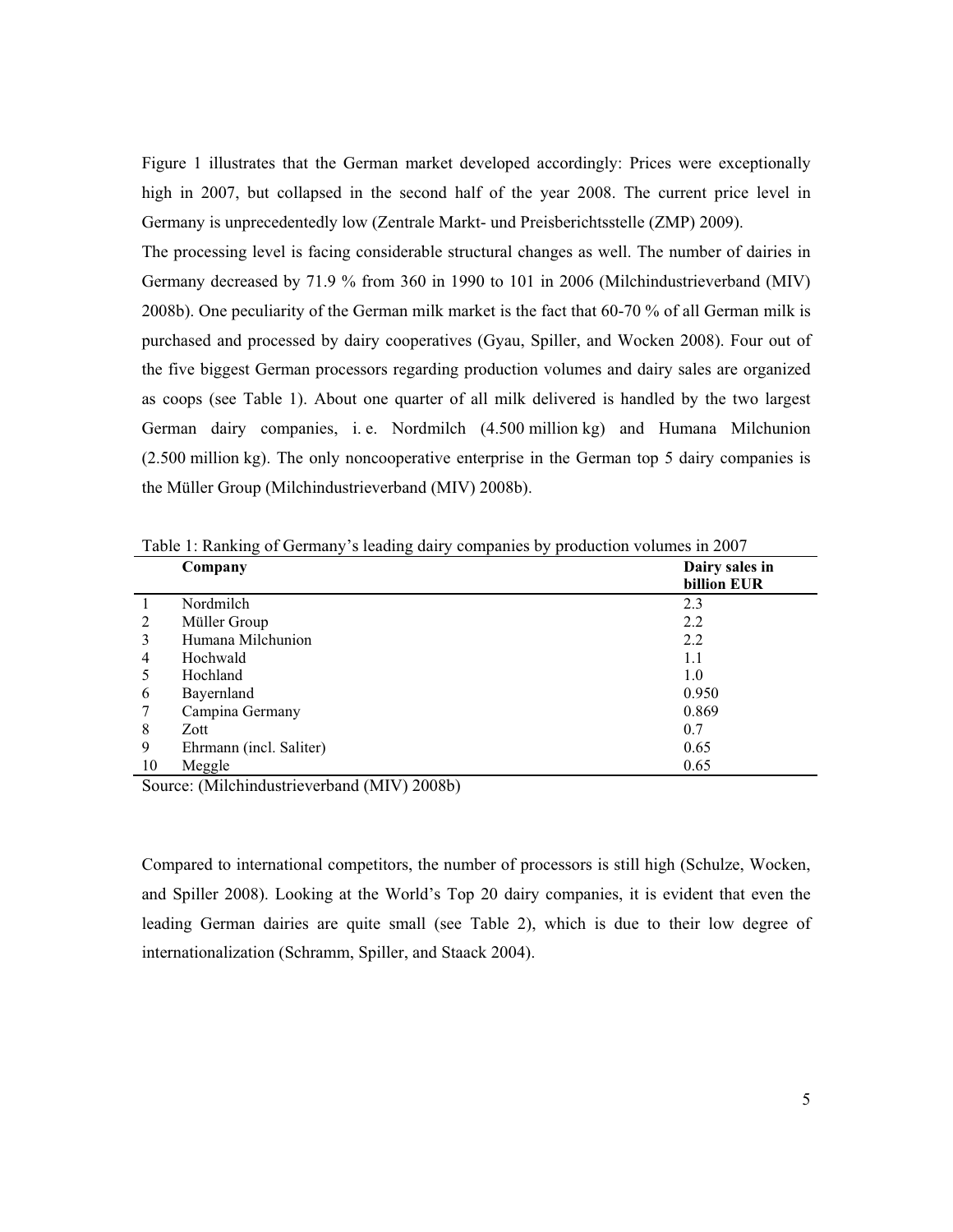Figure 1 illustrates that the German market developed accordingly: Prices were exceptionally high in 2007, but collapsed in the second half of the year 2008. The current price level in Germany is unprecedentedly low (Zentrale Markt- und Preisberichtsstelle (ZMP) 2009).

The processing level is facing considerable structural changes as well. The number of dairies in Germany decreased by 71.9 % from 360 in 1990 to 101 in 2006 (Milchindustrieverband (MIV) 2008b). One peculiarity of the German milk market is the fact that 60-70 % of all German milk is purchased and processed by dairy cooperatives (Gyau, Spiller, and Wocken 2008). Four out of the five biggest German processors regarding production volumes and dairy sales are organized as coops (see Table 1). About one quarter of all milk delivered is handled by the two largest German dairy companies, i. e. Nordmilch (4.500 million kg) and Humana Milchunion (2.500 million kg). The only noncooperative enterprise in the German top 5 dairy companies is the Müller Group (Milchindustrieverband (MIV) 2008b).

Table 1: Ranking of Germany's leading dairy companies by production volumes in 2007

| | Company | Dairy sales in billion EUR |
|---|---|---|
| 1 | Nordmilch | 2.3 |
| 2 | Müller Group | 2.2 |
| 3 | Humana Milchunion | 2.2 |
| 4 | Hochwald | 1.1 |
| 5 | Hochland | 1.0 |
| 6 | Bayernland | 0.950 |
| 7 | Campina Germany | 0.869 |
| 8 | Zott | 0.7 |
| 9 | Ehrmann (incl. Saliter) | 0.65 |
| 10 | Meggle | 0.65 |

Source: (Milchindustrieverband (MIV) 2008b)

Compared to international competitors, the number of processors is still high (Schulze, Wocken, and Spiller 2008). Looking at the World's Top 20 dairy companies, it is evident that even the leading German dairies are quite small (see Table 2), which is due to their low degree of internationalization (Schramm, Spiller, and Staack 2004).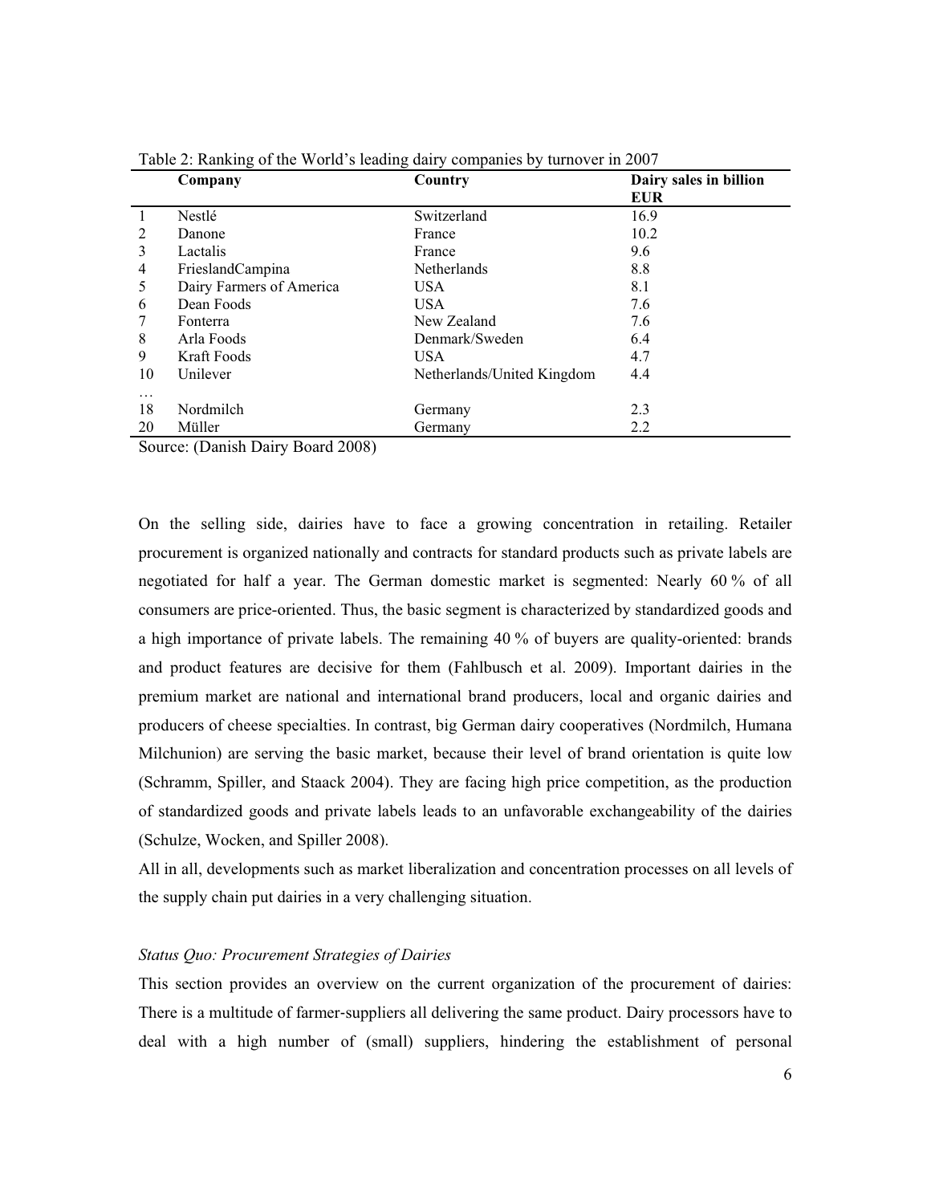Table 2: Ranking of the World's leading dairy companies by turnover in 2007

| | Company | Country | Dairy sales in billion EUR |
|---|---|---|---|
| 1 | Nestlé | Switzerland | 16.9 |
| 2 | Danone | France | 10.2 |
| 3 | Lactalis | France | 9.6 |
| 4 | FrieslandCampina | Netherlands | 8.8 |
| 5 | Dairy Farmers of America | USA | 8.1 |
| 6 | Dean Foods | USA | 7.6 |
| 7 | Fonterra | New Zealand | 7.6 |
| 8 | Arla Foods | Denmark/Sweden | 6.4 |
| 9 | Kraft Foods | USA | 4.7 |
| 10 | Unilever | Netherlands/United Kingdom | 4.4 |
| … | | | |
| 18 | Nordmilch | Germany | 2.3 |
| 20 | Müller | Germany | 2.2 |

Source: (Danish Dairy Board 2008)

On the selling side, dairies have to face a growing concentration in retailing. Retailer procurement is organized nationally and contracts for standard products such as private labels are negotiated for half a year. The German domestic market is segmented: Nearly 60 % of all consumers are price-oriented. Thus, the basic segment is characterized by standardized goods and a high importance of private labels. The remaining 40 % of buyers are quality-oriented: brands and product features are decisive for them (Fahlbusch et al. 2009). Important dairies in the premium market are national and international brand producers, local and organic dairies and producers of cheese specialties. In contrast, big German dairy cooperatives (Nordmilch, Humana Milchunion) are serving the basic market, because their level of brand orientation is quite low (Schramm, Spiller, and Staack 2004). They are facing high price competition, as the production of standardized goods and private labels leads to an unfavorable exchangeability of the dairies (Schulze, Wocken, and Spiller 2008).

All in all, developments such as market liberalization and concentration processes on all levels of the supply chain put dairies in a very challenging situation.

*Status Quo: Procurement Strategies of Dairies*

This section provides an overview on the current organization of the procurement of dairies: There is a multitude of farmer-suppliers all delivering the same product. Dairy processors have to deal with a high number of (small) suppliers, hindering the establishment of personal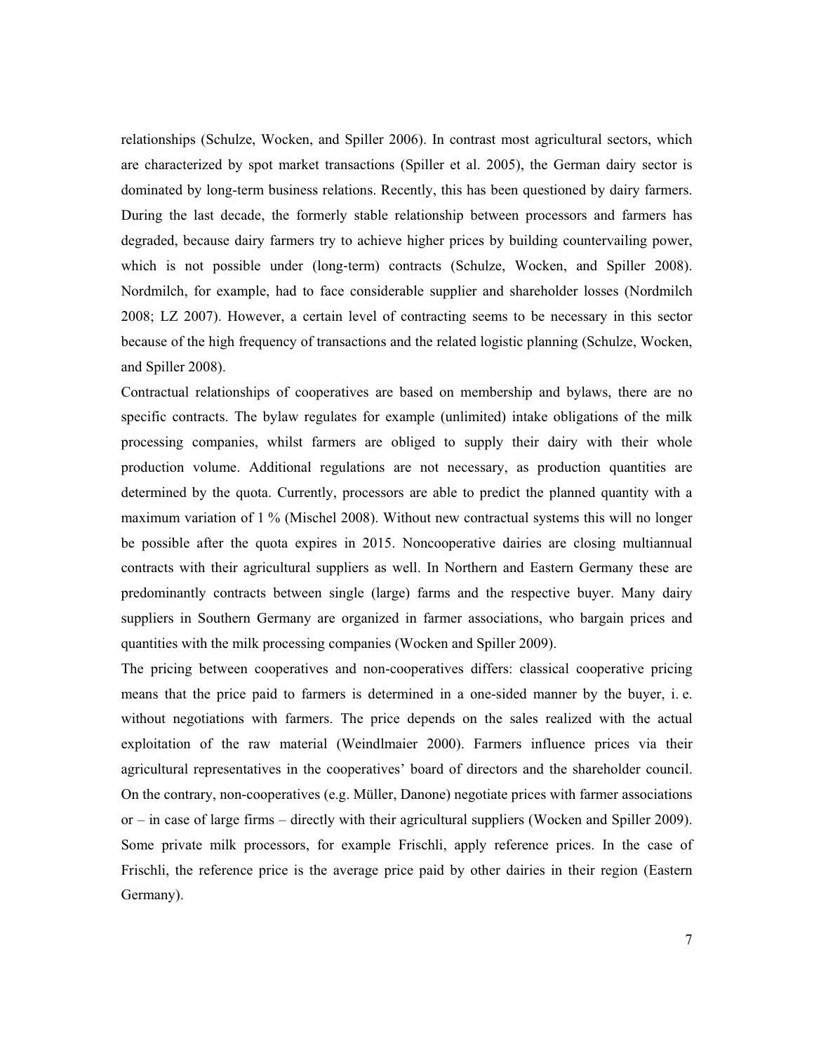relationships (Schulze, Wocken, and Spiller 2006). In contrast most agricultural sectors, which are characterized by spot market transactions (Spiller et al. 2005), the German dairy sector is dominated by long-term business relations. Recently, this has been questioned by dairy farmers. During the last decade, the formerly stable relationship between processors and farmers has degraded, because dairy farmers try to achieve higher prices by building countervailing power, which is not possible under (long-term) contracts (Schulze, Wocken, and Spiller 2008). Nordmilch, for example, had to face considerable supplier and shareholder losses (Nordmilch 2008; LZ 2007). However, a certain level of contracting seems to be necessary in this sector because of the high frequency of transactions and the related logistic planning (Schulze, Wocken, and Spiller 2008).

Contractual relationships of cooperatives are based on membership and bylaws, there are no specific contracts. The bylaw regulates for example (unlimited) intake obligations of the milk processing companies, whilst farmers are obliged to supply their dairy with their whole production volume. Additional regulations are not necessary, as production quantities are determined by the quota. Currently, processors are able to predict the planned quantity with a maximum variation of 1 % (Mischel 2008). Without new contractual systems this will no longer be possible after the quota expires in 2015. Noncooperative dairies are closing multiannual contracts with their agricultural suppliers as well. In Northern and Eastern Germany these are predominantly contracts between single (large) farms and the respective buyer. Many dairy suppliers in Southern Germany are organized in farmer associations, who bargain prices and quantities with the milk processing companies (Wocken and Spiller 2009).

The pricing between cooperatives and non-cooperatives differs: classical cooperative pricing means that the price paid to farmers is determined in a one-sided manner by the buyer, i. e. without negotiations with farmers. The price depends on the sales realized with the actual exploitation of the raw material (Weindlmaier 2000). Farmers influence prices via their agricultural representatives in the cooperatives' board of directors and the shareholder council. On the contrary, non-cooperatives (e.g. Müller, Danone) negotiate prices with farmer associations or – in case of large firms – directly with their agricultural suppliers (Wocken and Spiller 2009). Some private milk processors, for example Frischli, apply reference prices. In the case of Frischli, the reference price is the average price paid by other dairies in their region (Eastern Germany).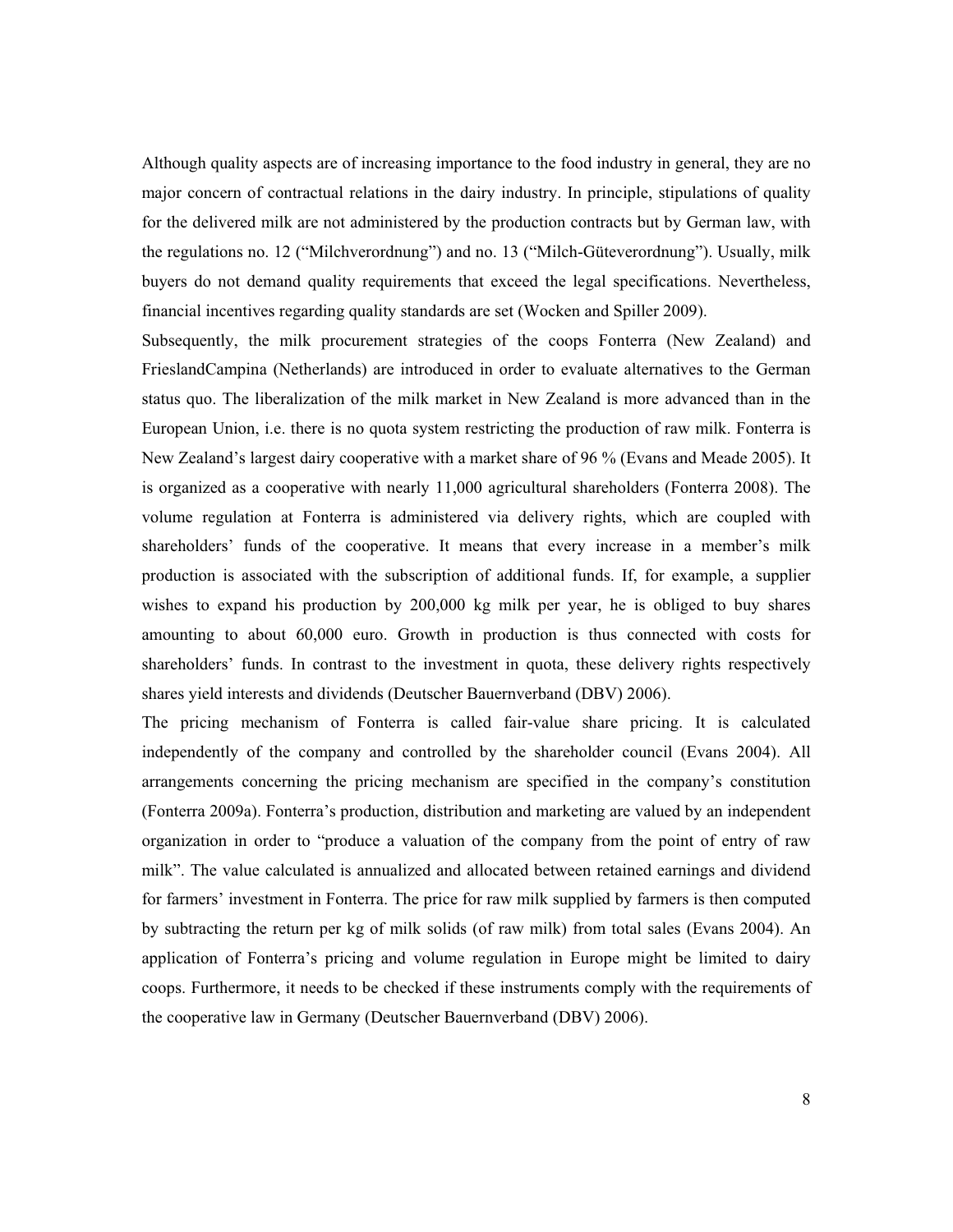Although quality aspects are of increasing importance to the food industry in general, they are no major concern of contractual relations in the dairy industry. In principle, stipulations of quality for the delivered milk are not administered by the production contracts but by German law, with the regulations no. 12 ("Milchverordnung") and no. 13 ("Milch-Güteverordnung"). Usually, milk buyers do not demand quality requirements that exceed the legal specifications. Nevertheless, financial incentives regarding quality standards are set (Wocken and Spiller 2009).

Subsequently, the milk procurement strategies of the coops Fonterra (New Zealand) and FrieslandCampina (Netherlands) are introduced in order to evaluate alternatives to the German status quo. The liberalization of the milk market in New Zealand is more advanced than in the European Union, i.e. there is no quota system restricting the production of raw milk. Fonterra is New Zealand's largest dairy cooperative with a market share of 96 % (Evans and Meade 2005). It is organized as a cooperative with nearly 11,000 agricultural shareholders (Fonterra 2008). The volume regulation at Fonterra is administered via delivery rights, which are coupled with shareholders' funds of the cooperative. It means that every increase in a member's milk production is associated with the subscription of additional funds. If, for example, a supplier wishes to expand his production by 200,000 kg milk per year, he is obliged to buy shares amounting to about 60,000 euro. Growth in production is thus connected with costs for shareholders' funds. In contrast to the investment in quota, these delivery rights respectively shares yield interests and dividends (Deutscher Bauernverband (DBV) 2006).

The pricing mechanism of Fonterra is called fair-value share pricing. It is calculated independently of the company and controlled by the shareholder council (Evans 2004). All arrangements concerning the pricing mechanism are specified in the company's constitution (Fonterra 2009a). Fonterra's production, distribution and marketing are valued by an independent organization in order to "produce a valuation of the company from the point of entry of raw milk". The value calculated is annualized and allocated between retained earnings and dividend for farmers' investment in Fonterra. The price for raw milk supplied by farmers is then computed by subtracting the return per kg of milk solids (of raw milk) from total sales (Evans 2004). An application of Fonterra's pricing and volume regulation in Europe might be limited to dairy coops. Furthermore, it needs to be checked if these instruments comply with the requirements of the cooperative law in Germany (Deutscher Bauernverband (DBV) 2006).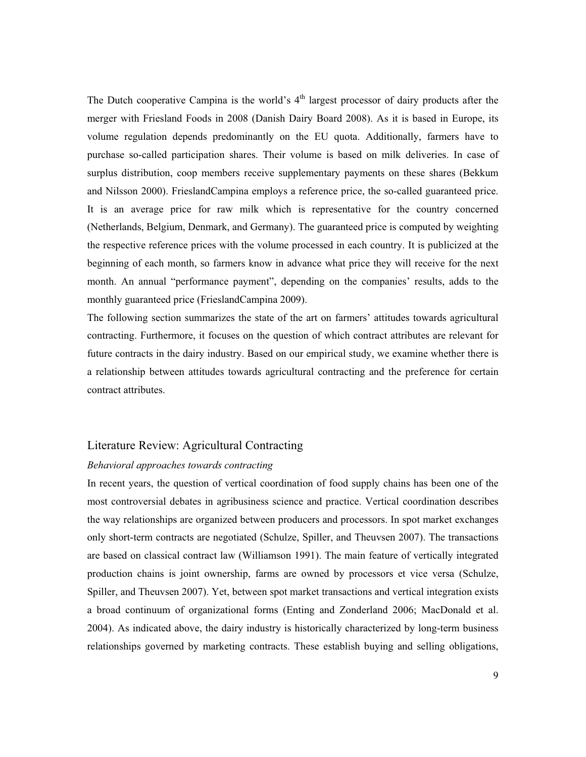The Dutch cooperative Campina is the world's 4th largest processor of dairy products after the merger with Friesland Foods in 2008 (Danish Dairy Board 2008). As it is based in Europe, its volume regulation depends predominantly on the EU quota. Additionally, farmers have to purchase so-called participation shares. Their volume is based on milk deliveries. In case of surplus distribution, coop members receive supplementary payments on these shares (Bekkum and Nilsson 2000). FrieslandCampina employs a reference price, the so-called guaranteed price. It is an average price for raw milk which is representative for the country concerned (Netherlands, Belgium, Denmark, and Germany). The guaranteed price is computed by weighting the respective reference prices with the volume processed in each country. It is publicized at the beginning of each month, so farmers know in advance what price they will receive for the next month. An annual "performance payment", depending on the companies' results, adds to the monthly guaranteed price (FrieslandCampina 2009).

The following section summarizes the state of the art on farmers' attitudes towards agricultural contracting. Furthermore, it focuses on the question of which contract attributes are relevant for future contracts in the dairy industry. Based on our empirical study, we examine whether there is a relationship between attitudes towards agricultural contracting and the preference for certain contract attributes.

## Literature Review: Agricultural Contracting

### *Behavioral approaches towards contracting*

In recent years, the question of vertical coordination of food supply chains has been one of the most controversial debates in agribusiness science and practice. Vertical coordination describes the way relationships are organized between producers and processors. In spot market exchanges only short-term contracts are negotiated (Schulze, Spiller, and Theuvsen 2007). The transactions are based on classical contract law (Williamson 1991). The main feature of vertically integrated production chains is joint ownership, farms are owned by processors et vice versa (Schulze, Spiller, and Theuvsen 2007). Yet, between spot market transactions and vertical integration exists a broad continuum of organizational forms (Enting and Zonderland 2006; MacDonald et al. 2004). As indicated above, the dairy industry is historically characterized by long-term business relationships governed by marketing contracts. These establish buying and selling obligations,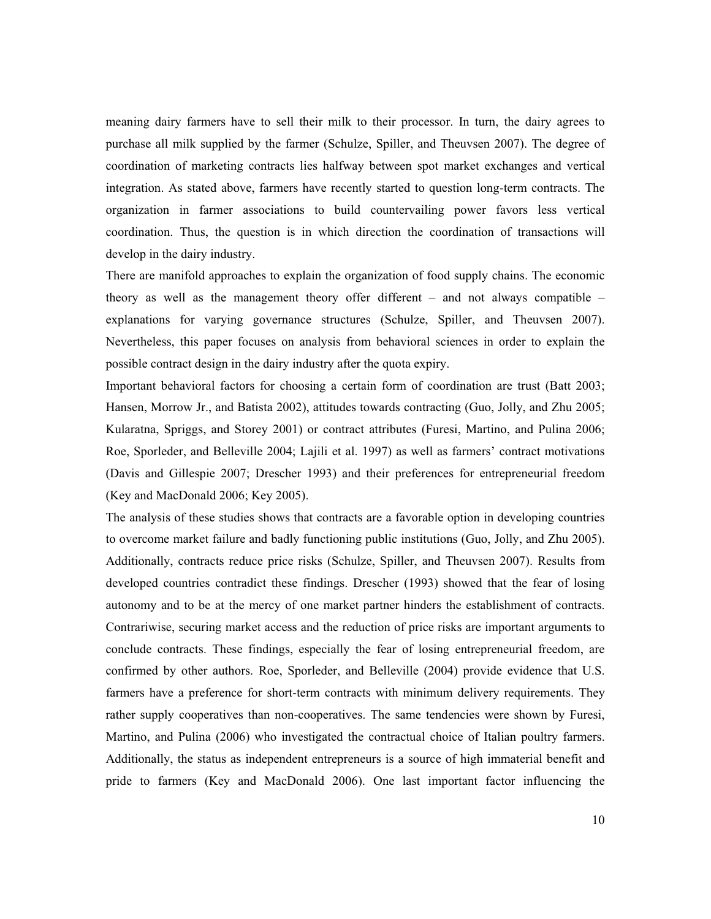meaning dairy farmers have to sell their milk to their processor. In turn, the dairy agrees to purchase all milk supplied by the farmer (Schulze, Spiller, and Theuvsen 2007). The degree of coordination of marketing contracts lies halfway between spot market exchanges and vertical integration. As stated above, farmers have recently started to question long-term contracts. The organization in farmer associations to build countervailing power favors less vertical coordination. Thus, the question is in which direction the coordination of transactions will develop in the dairy industry.

There are manifold approaches to explain the organization of food supply chains. The economic theory as well as the management theory offer different – and not always compatible – explanations for varying governance structures (Schulze, Spiller, and Theuvsen 2007). Nevertheless, this paper focuses on analysis from behavioral sciences in order to explain the possible contract design in the dairy industry after the quota expiry.

Important behavioral factors for choosing a certain form of coordination are trust (Batt 2003; Hansen, Morrow Jr., and Batista 2002), attitudes towards contracting (Guo, Jolly, and Zhu 2005; Kularatna, Spriggs, and Storey 2001) or contract attributes (Furesi, Martino, and Pulina 2006; Roe, Sporleder, and Belleville 2004; Lajili et al. 1997) as well as farmers' contract motivations (Davis and Gillespie 2007; Drescher 1993) and their preferences for entrepreneurial freedom (Key and MacDonald 2006; Key 2005).

The analysis of these studies shows that contracts are a favorable option in developing countries to overcome market failure and badly functioning public institutions (Guo, Jolly, and Zhu 2005). Additionally, contracts reduce price risks (Schulze, Spiller, and Theuvsen 2007). Results from developed countries contradict these findings. Drescher (1993) showed that the fear of losing autonomy and to be at the mercy of one market partner hinders the establishment of contracts. Contrariwise, securing market access and the reduction of price risks are important arguments to conclude contracts. These findings, especially the fear of losing entrepreneurial freedom, are confirmed by other authors. Roe, Sporleder, and Belleville (2004) provide evidence that U.S. farmers have a preference for short-term contracts with minimum delivery requirements. They rather supply cooperatives than non-cooperatives. The same tendencies were shown by Furesi, Martino, and Pulina (2006) who investigated the contractual choice of Italian poultry farmers. Additionally, the status as independent entrepreneurs is a source of high immaterial benefit and pride to farmers (Key and MacDonald 2006). One last important factor influencing the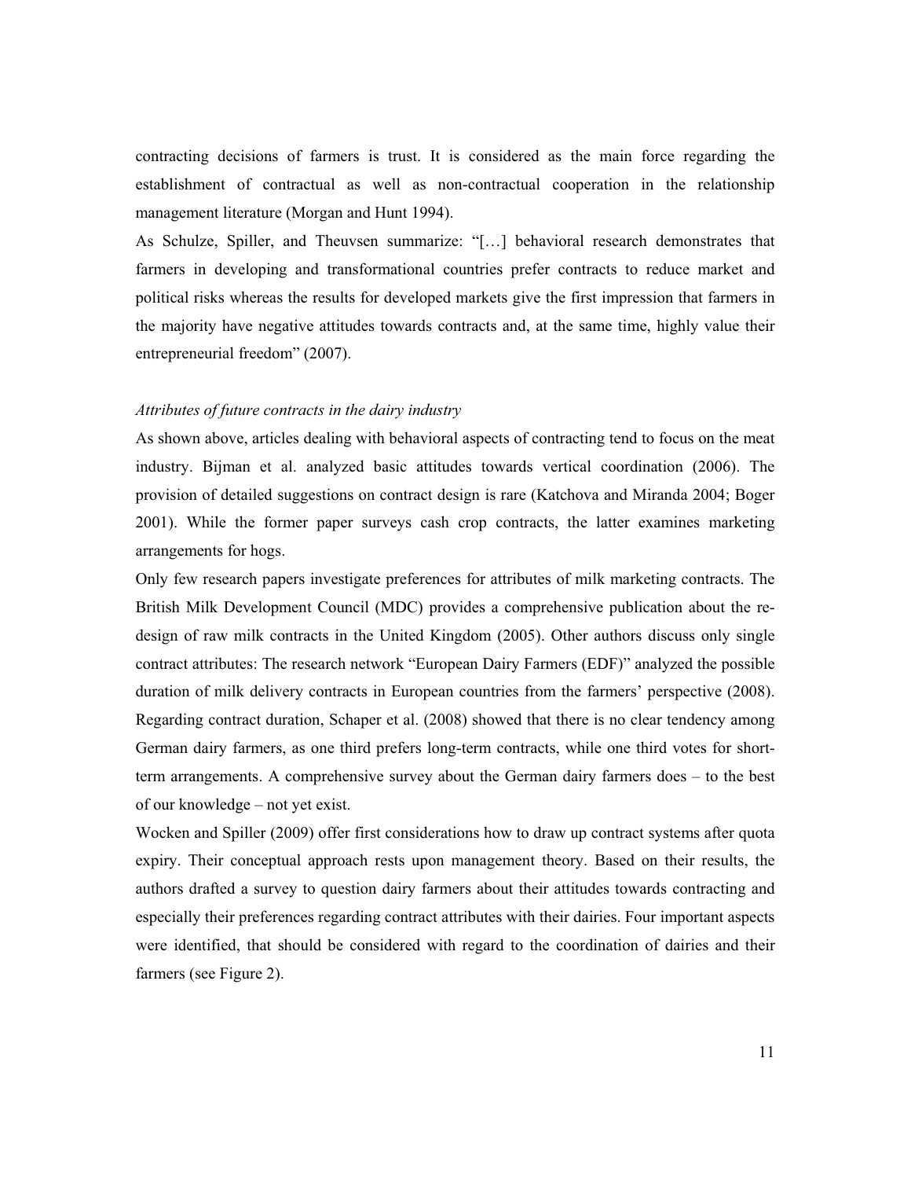contracting decisions of farmers is trust. It is considered as the main force regarding the establishment of contractual as well as non-contractual cooperation in the relationship management literature (Morgan and Hunt 1994).

As Schulze, Spiller, and Theuvsen summarize: "[…] behavioral research demonstrates that farmers in developing and transformational countries prefer contracts to reduce market and political risks whereas the results for developed markets give the first impression that farmers in the majority have negative attitudes towards contracts and, at the same time, highly value their entrepreneurial freedom" (2007).

*Attributes of future contracts in the dairy industry*

As shown above, articles dealing with behavioral aspects of contracting tend to focus on the meat industry. Bijman et al. analyzed basic attitudes towards vertical coordination (2006). The provision of detailed suggestions on contract design is rare (Katchova and Miranda 2004; Boger 2001). While the former paper surveys cash crop contracts, the latter examines marketing arrangements for hogs.

Only few research papers investigate preferences for attributes of milk marketing contracts. The British Milk Development Council (MDC) provides a comprehensive publication about the re-design of raw milk contracts in the United Kingdom (2005). Other authors discuss only single contract attributes: The research network "European Dairy Farmers (EDF)" analyzed the possible duration of milk delivery contracts in European countries from the farmers' perspective (2008). Regarding contract duration, Schaper et al. (2008) showed that there is no clear tendency among German dairy farmers, as one third prefers long-term contracts, while one third votes for short-term arrangements. A comprehensive survey about the German dairy farmers does – to the best of our knowledge – not yet exist.

Wocken and Spiller (2009) offer first considerations how to draw up contract systems after quota expiry. Their conceptual approach rests upon management theory. Based on their results, the authors drafted a survey to question dairy farmers about their attitudes towards contracting and especially their preferences regarding contract attributes with their dairies. Four important aspects were identified, that should be considered with regard to the coordination of dairies and their farmers (see Figure 2).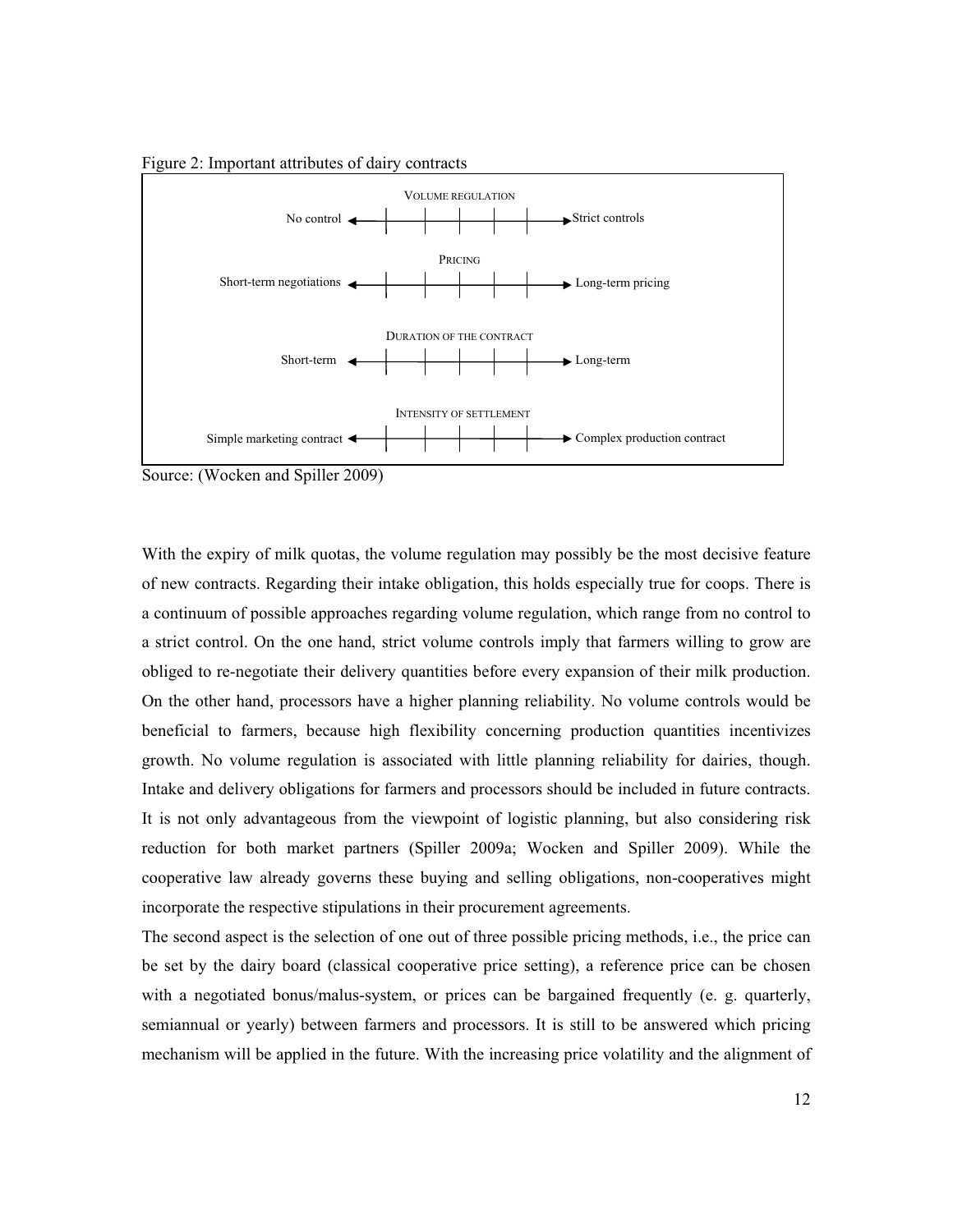Figure 2: Important attributes of dairy contracts

| | VOLUME REGULATION | |
|---|---|---|
| No control | ◄──┼──┼──┼──┼──┼──► | Strict controls |
| | PRICING | |
| Short-term negotiations | ◄──┼──┼──┼──┼──┼──► | Long-term pricing |
| | DURATION OF THE CONTRACT | |
| Short-term | ◄──┼──┼──┼──┼──┼──► | Long-term |
| | INTENSITY OF SETTLEMENT | |
| Simple marketing contract | ◄──┼──┼──┼──┼──┼──► | Complex production contract |

Source: (Wocken and Spiller 2009)

With the expiry of milk quotas, the volume regulation may possibly be the most decisive feature of new contracts. Regarding their intake obligation, this holds especially true for coops. There is a continuum of possible approaches regarding volume regulation, which range from no control to a strict control. On the one hand, strict volume controls imply that farmers willing to grow are obliged to re-negotiate their delivery quantities before every expansion of their milk production. On the other hand, processors have a higher planning reliability. No volume controls would be beneficial to farmers, because high flexibility concerning production quantities incentivizes growth. No volume regulation is associated with little planning reliability for dairies, though. Intake and delivery obligations for farmers and processors should be included in future contracts. It is not only advantageous from the viewpoint of logistic planning, but also considering risk reduction for both market partners (Spiller 2009a; Wocken and Spiller 2009). While the cooperative law already governs these buying and selling obligations, non-cooperatives might incorporate the respective stipulations in their procurement agreements.

The second aspect is the selection of one out of three possible pricing methods, i.e., the price can be set by the dairy board (classical cooperative price setting), a reference price can be chosen with a negotiated bonus/malus-system, or prices can be bargained frequently (e. g. quarterly, semiannual or yearly) between farmers and processors. It is still to be answered which pricing mechanism will be applied in the future. With the increasing price volatility and the alignment of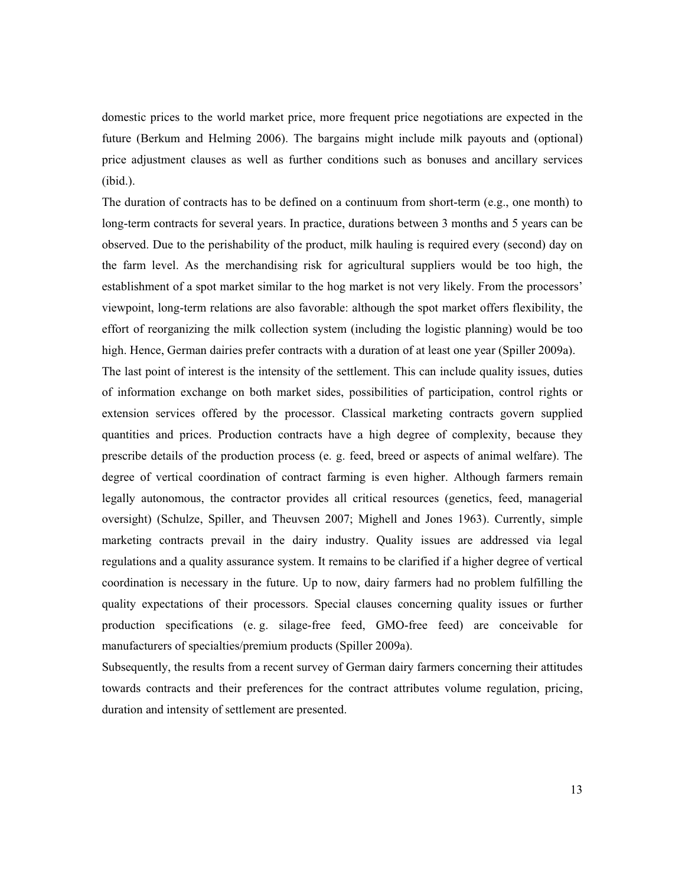domestic prices to the world market price, more frequent price negotiations are expected in the future (Berkum and Helming 2006). The bargains might include milk payouts and (optional) price adjustment clauses as well as further conditions such as bonuses and ancillary services (ibid.).

The duration of contracts has to be defined on a continuum from short-term (e.g., one month) to long-term contracts for several years. In practice, durations between 3 months and 5 years can be observed. Due to the perishability of the product, milk hauling is required every (second) day on the farm level. As the merchandising risk for agricultural suppliers would be too high, the establishment of a spot market similar to the hog market is not very likely. From the processors' viewpoint, long-term relations are also favorable: although the spot market offers flexibility, the effort of reorganizing the milk collection system (including the logistic planning) would be too high. Hence, German dairies prefer contracts with a duration of at least one year (Spiller 2009a).

The last point of interest is the intensity of the settlement. This can include quality issues, duties of information exchange on both market sides, possibilities of participation, control rights or extension services offered by the processor. Classical marketing contracts govern supplied quantities and prices. Production contracts have a high degree of complexity, because they prescribe details of the production process (e. g. feed, breed or aspects of animal welfare). The degree of vertical coordination of contract farming is even higher. Although farmers remain legally autonomous, the contractor provides all critical resources (genetics, feed, managerial oversight) (Schulze, Spiller, and Theuvsen 2007; Mighell and Jones 1963). Currently, simple marketing contracts prevail in the dairy industry. Quality issues are addressed via legal regulations and a quality assurance system. It remains to be clarified if a higher degree of vertical coordination is necessary in the future. Up to now, dairy farmers had no problem fulfilling the quality expectations of their processors. Special clauses concerning quality issues or further production specifications (e. g. silage-free feed, GMO-free feed) are conceivable for manufacturers of specialties/premium products (Spiller 2009a).

Subsequently, the results from a recent survey of German dairy farmers concerning their attitudes towards contracts and their preferences for the contract attributes volume regulation, pricing, duration and intensity of settlement are presented.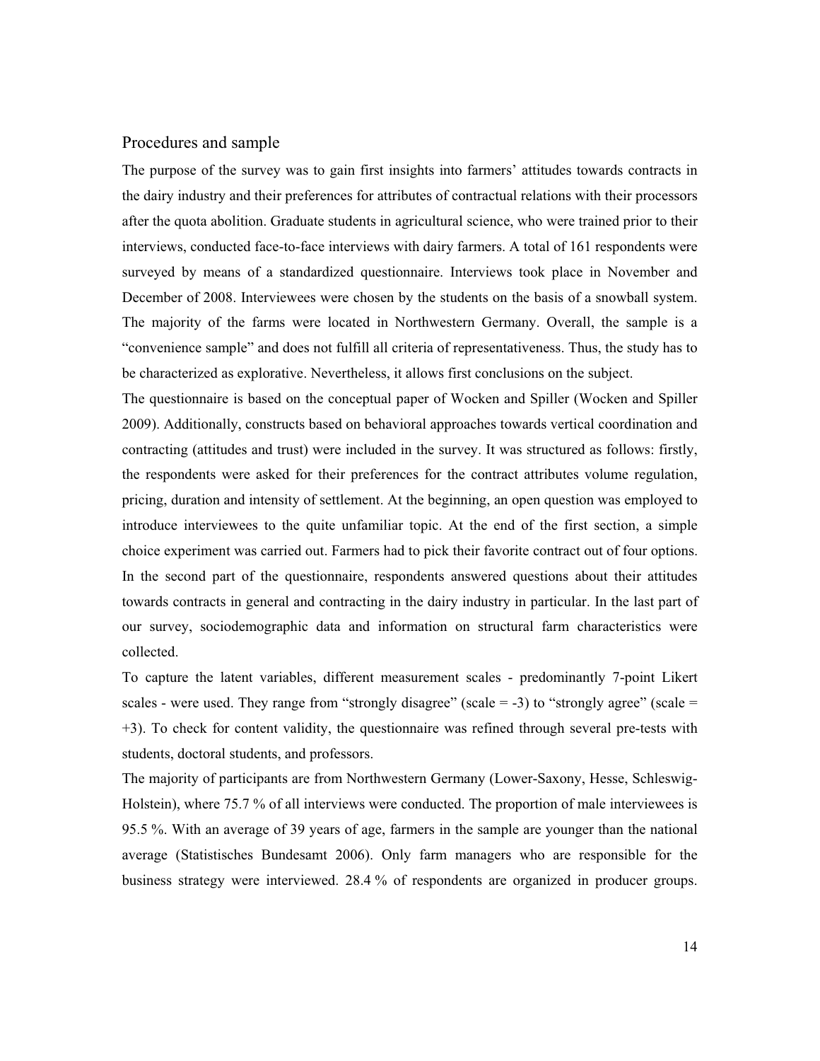## Procedures and sample

The purpose of the survey was to gain first insights into farmers' attitudes towards contracts in the dairy industry and their preferences for attributes of contractual relations with their processors after the quota abolition. Graduate students in agricultural science, who were trained prior to their interviews, conducted face-to-face interviews with dairy farmers. A total of 161 respondents were surveyed by means of a standardized questionnaire. Interviews took place in November and December of 2008. Interviewees were chosen by the students on the basis of a snowball system. The majority of the farms were located in Northwestern Germany. Overall, the sample is a "convenience sample" and does not fulfill all criteria of representativeness. Thus, the study has to be characterized as explorative. Nevertheless, it allows first conclusions on the subject.

The questionnaire is based on the conceptual paper of Wocken and Spiller (Wocken and Spiller 2009). Additionally, constructs based on behavioral approaches towards vertical coordination and contracting (attitudes and trust) were included in the survey. It was structured as follows: firstly, the respondents were asked for their preferences for the contract attributes volume regulation, pricing, duration and intensity of settlement. At the beginning, an open question was employed to introduce interviewees to the quite unfamiliar topic. At the end of the first section, a simple choice experiment was carried out. Farmers had to pick their favorite contract out of four options. In the second part of the questionnaire, respondents answered questions about their attitudes towards contracts in general and contracting in the dairy industry in particular. In the last part of our survey, sociodemographic data and information on structural farm characteristics were collected.

To capture the latent variables, different measurement scales - predominantly 7-point Likert scales - were used. They range from "strongly disagree" (scale = -3) to "strongly agree" (scale = +3). To check for content validity, the questionnaire was refined through several pre-tests with students, doctoral students, and professors.

The majority of participants are from Northwestern Germany (Lower-Saxony, Hesse, Schleswig-Holstein), where 75.7 % of all interviews were conducted. The proportion of male interviewees is 95.5 %. With an average of 39 years of age, farmers in the sample are younger than the national average (Statistisches Bundesamt 2006). Only farm managers who are responsible for the business strategy were interviewed. 28.4 % of respondents are organized in producer groups.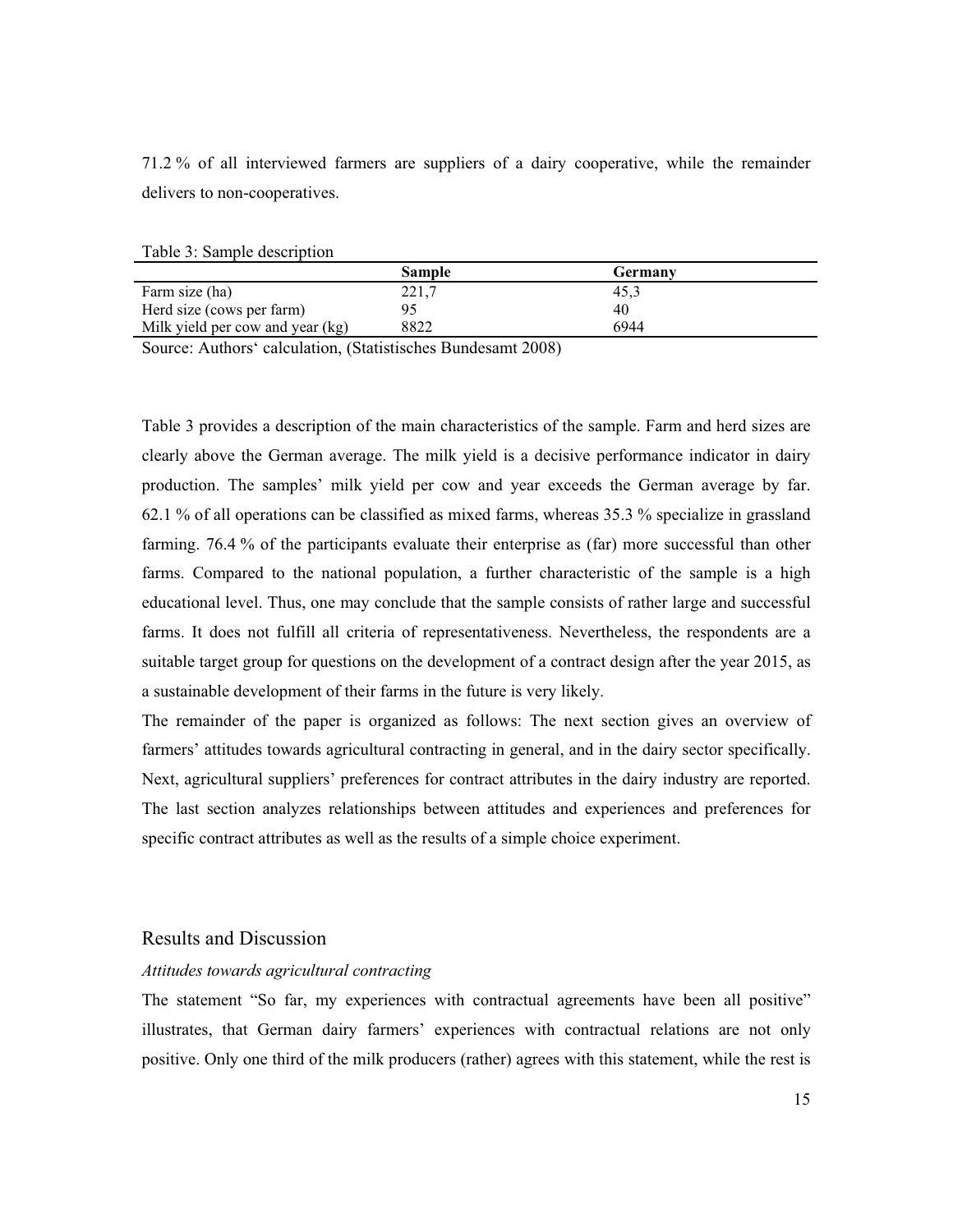71.2 % of all interviewed farmers are suppliers of a dairy cooperative, while the remainder delivers to non-cooperatives.

Table 3: Sample description

| | Sample | Germany |
|---|---|---|
| Farm size (ha) | 221,7 | 45,3 |
| Herd size (cows per farm) | 95 | 40 |
| Milk yield per cow and year (kg) | 8822 | 6944 |

Source: Authors' calculation, (Statistisches Bundesamt 2008)

Table 3 provides a description of the main characteristics of the sample. Farm and herd sizes are clearly above the German average. The milk yield is a decisive performance indicator in dairy production. The samples' milk yield per cow and year exceeds the German average by far. 62.1 % of all operations can be classified as mixed farms, whereas 35.3 % specialize in grassland farming. 76.4 % of the participants evaluate their enterprise as (far) more successful than other farms. Compared to the national population, a further characteristic of the sample is a high educational level. Thus, one may conclude that the sample consists of rather large and successful farms. It does not fulfill all criteria of representativeness. Nevertheless, the respondents are a suitable target group for questions on the development of a contract design after the year 2015, as a sustainable development of their farms in the future is very likely.

The remainder of the paper is organized as follows: The next section gives an overview of farmers' attitudes towards agricultural contracting in general, and in the dairy sector specifically. Next, agricultural suppliers' preferences for contract attributes in the dairy industry are reported. The last section analyzes relationships between attitudes and experiences and preferences for specific contract attributes as well as the results of a simple choice experiment.

## Results and Discussion

### *Attitudes towards agricultural contracting*

The statement "So far, my experiences with contractual agreements have been all positive" illustrates, that German dairy farmers' experiences with contractual relations are not only positive. Only one third of the milk producers (rather) agrees with this statement, while the rest is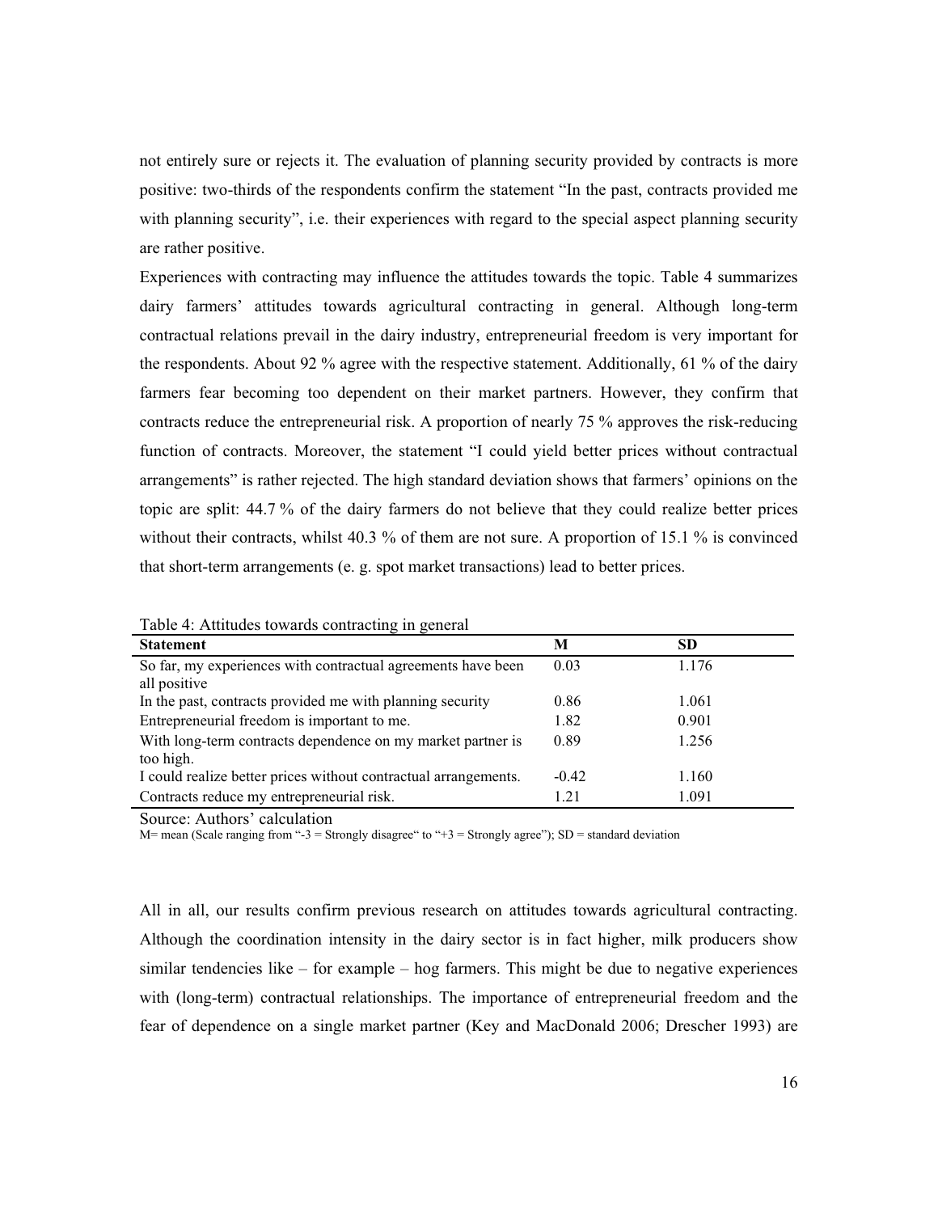not entirely sure or rejects it. The evaluation of planning security provided by contracts is more positive: two-thirds of the respondents confirm the statement "In the past, contracts provided me with planning security", i.e. their experiences with regard to the special aspect planning security are rather positive.

Experiences with contracting may influence the attitudes towards the topic. Table 4 summarizes dairy farmers' attitudes towards agricultural contracting in general. Although long-term contractual relations prevail in the dairy industry, entrepreneurial freedom is very important for the respondents. About 92 % agree with the respective statement. Additionally, 61 % of the dairy farmers fear becoming too dependent on their market partners. However, they confirm that contracts reduce the entrepreneurial risk. A proportion of nearly 75 % approves the risk-reducing function of contracts. Moreover, the statement "I could yield better prices without contractual arrangements" is rather rejected. The high standard deviation shows that farmers' opinions on the topic are split: 44.7 % of the dairy farmers do not believe that they could realize better prices without their contracts, whilst 40.3 % of them are not sure. A proportion of 15.1 % is convinced that short-term arrangements (e. g. spot market transactions) lead to better prices.

Table 4: Attitudes towards contracting in general

| Statement | M | SD |
|---|---|---|
| So far, my experiences with contractual agreements have been all positive | 0.03 | 1.176 |
| In the past, contracts provided me with planning security | 0.86 | 1.061 |
| Entrepreneurial freedom is important to me. | 1.82 | 0.901 |
| With long-term contracts dependence on my market partner is too high. | 0.89 | 1.256 |
| I could realize better prices without contractual arrangements. | -0.42 | 1.160 |
| Contracts reduce my entrepreneurial risk. | 1.21 | 1.091 |

Source: Authors' calculation

M= mean (Scale ranging from "-3 = Strongly disagree" to "+3 = Strongly agree"); SD = standard deviation

All in all, our results confirm previous research on attitudes towards agricultural contracting. Although the coordination intensity in the dairy sector is in fact higher, milk producers show similar tendencies like – for example – hog farmers. This might be due to negative experiences with (long-term) contractual relationships. The importance of entrepreneurial freedom and the fear of dependence on a single market partner (Key and MacDonald 2006; Drescher 1993) are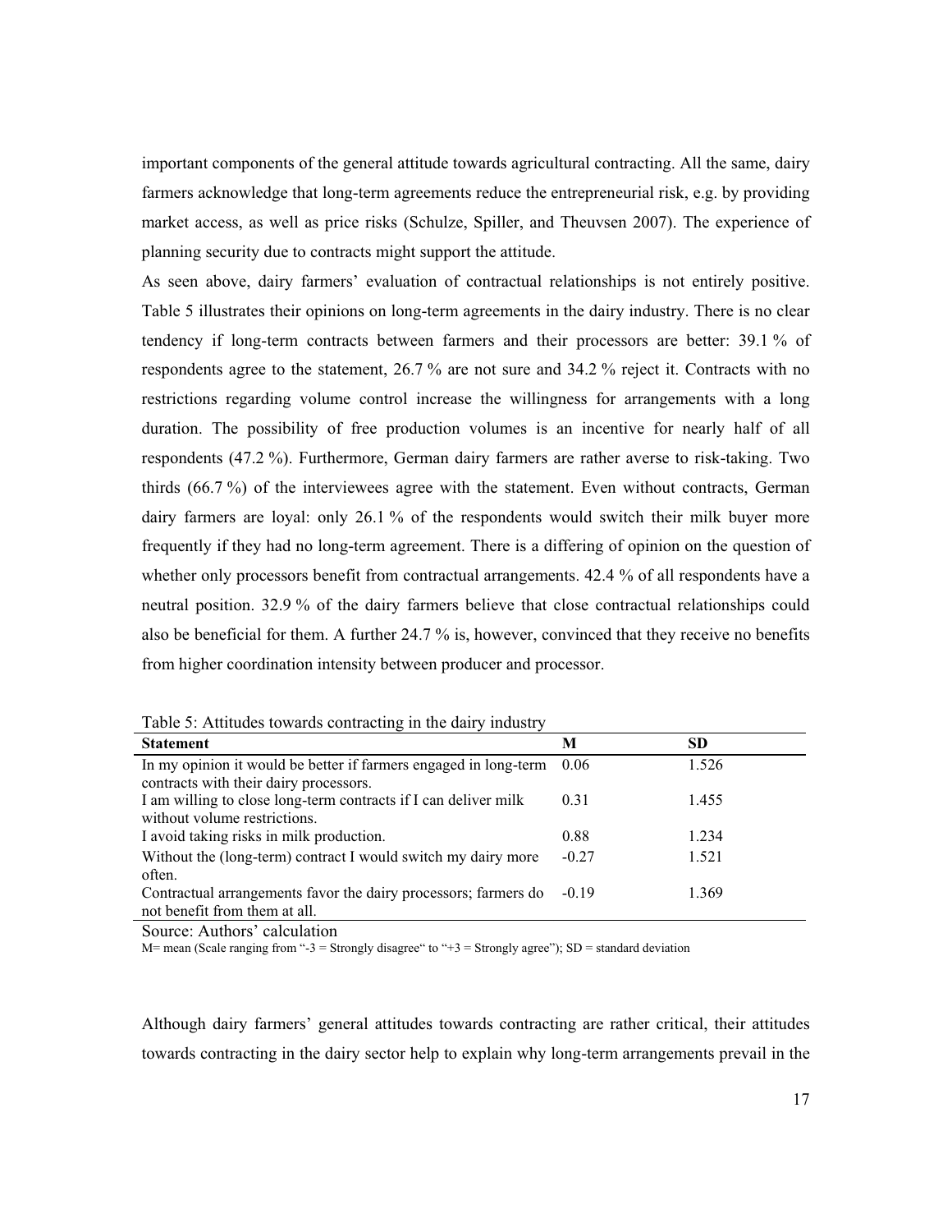important components of the general attitude towards agricultural contracting. All the same, dairy farmers acknowledge that long-term agreements reduce the entrepreneurial risk, e.g. by providing market access, as well as price risks (Schulze, Spiller, and Theuvsen 2007). The experience of planning security due to contracts might support the attitude.

As seen above, dairy farmers' evaluation of contractual relationships is not entirely positive. Table 5 illustrates their opinions on long-term agreements in the dairy industry. There is no clear tendency if long-term contracts between farmers and their processors are better: 39.1 % of respondents agree to the statement, 26.7 % are not sure and 34.2 % reject it. Contracts with no restrictions regarding volume control increase the willingness for arrangements with a long duration. The possibility of free production volumes is an incentive for nearly half of all respondents (47.2 %). Furthermore, German dairy farmers are rather averse to risk-taking. Two thirds (66.7 %) of the interviewees agree with the statement. Even without contracts, German dairy farmers are loyal: only 26.1 % of the respondents would switch their milk buyer more frequently if they had no long-term agreement. There is a differing of opinion on the question of whether only processors benefit from contractual arrangements. 42.4 % of all respondents have a neutral position. 32.9 % of the dairy farmers believe that close contractual relationships could also be beneficial for them. A further 24.7 % is, however, convinced that they receive no benefits from higher coordination intensity between producer and processor.

Table 5: Attitudes towards contracting in the dairy industry

| Statement | M | SD |
|---|---|---|
| In my opinion it would be better if farmers engaged in long-term contracts with their dairy processors. | 0.06 | 1.526 |
| I am willing to close long-term contracts if I can deliver milk without volume restrictions. | 0.31 | 1.455 |
| I avoid taking risks in milk production. | 0.88 | 1.234 |
| Without the (long-term) contract I would switch my dairy more often. | -0.27 | 1.521 |
| Contractual arrangements favor the dairy processors; farmers do not benefit from them at all. | -0.19 | 1.369 |

Source: Authors' calculation

M= mean (Scale ranging from "-3 = Strongly disagree" to "+3 = Strongly agree"); SD = standard deviation

Although dairy farmers' general attitudes towards contracting are rather critical, their attitudes towards contracting in the dairy sector help to explain why long-term arrangements prevail in the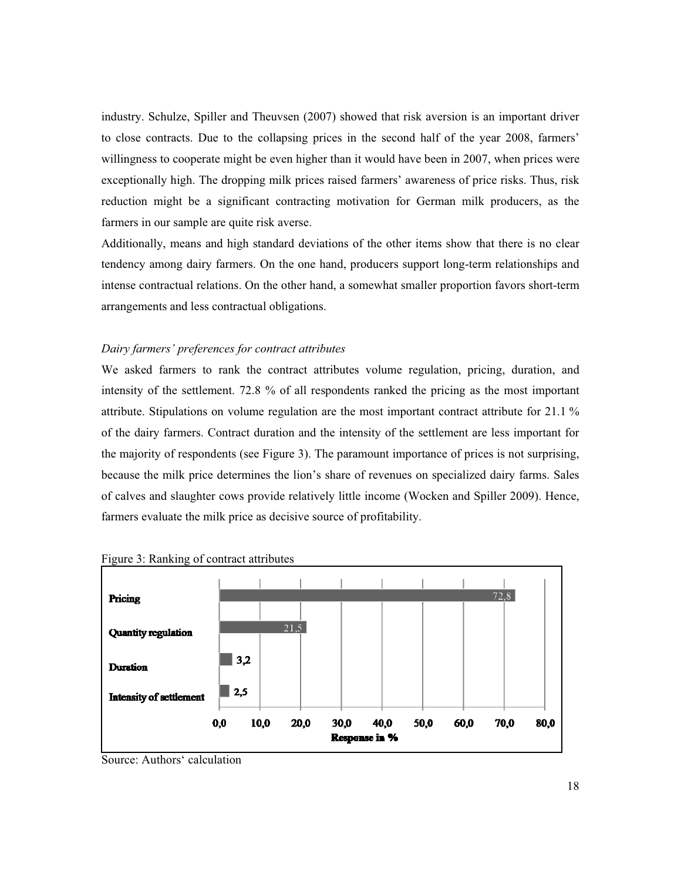industry. Schulze, Spiller and Theuvsen (2007) showed that risk aversion is an important driver to close contracts. Due to the collapsing prices in the second half of the year 2008, farmers' willingness to cooperate might be even higher than it would have been in 2007, when prices were exceptionally high. The dropping milk prices raised farmers' awareness of price risks. Thus, risk reduction might be a significant contracting motivation for German milk producers, as the farmers in our sample are quite risk averse.

Additionally, means and high standard deviations of the other items show that there is no clear tendency among dairy farmers. On the one hand, producers support long-term relationships and intense contractual relations. On the other hand, a somewhat smaller proportion favors short-term arrangements and less contractual obligations.

*Dairy farmers' preferences for contract attributes*

We asked farmers to rank the contract attributes volume regulation, pricing, duration, and intensity of the settlement. 72.8 % of all respondents ranked the pricing as the most important attribute. Stipulations on volume regulation are the most important contract attribute for 21.1 % of the dairy farmers. Contract duration and the intensity of the settlement are less important for the majority of respondents (see Figure 3). The paramount importance of prices is not surprising, because the milk price determines the lion's share of revenues on specialized dairy farms. Sales of calves and slaughter cows provide relatively little income (Wocken and Spiller 2009). Hence, farmers evaluate the milk price as decisive source of profitability.

Figure 3: Ranking of contract attributes

| Contract attribute | Response in % |
|---|---|
| Pricing | 72,8 |
| Quantity regulation | 21,5 |
| Duration | 3,2 |
| Intensity of settlement | 2,5 |

Source: Authors' calculation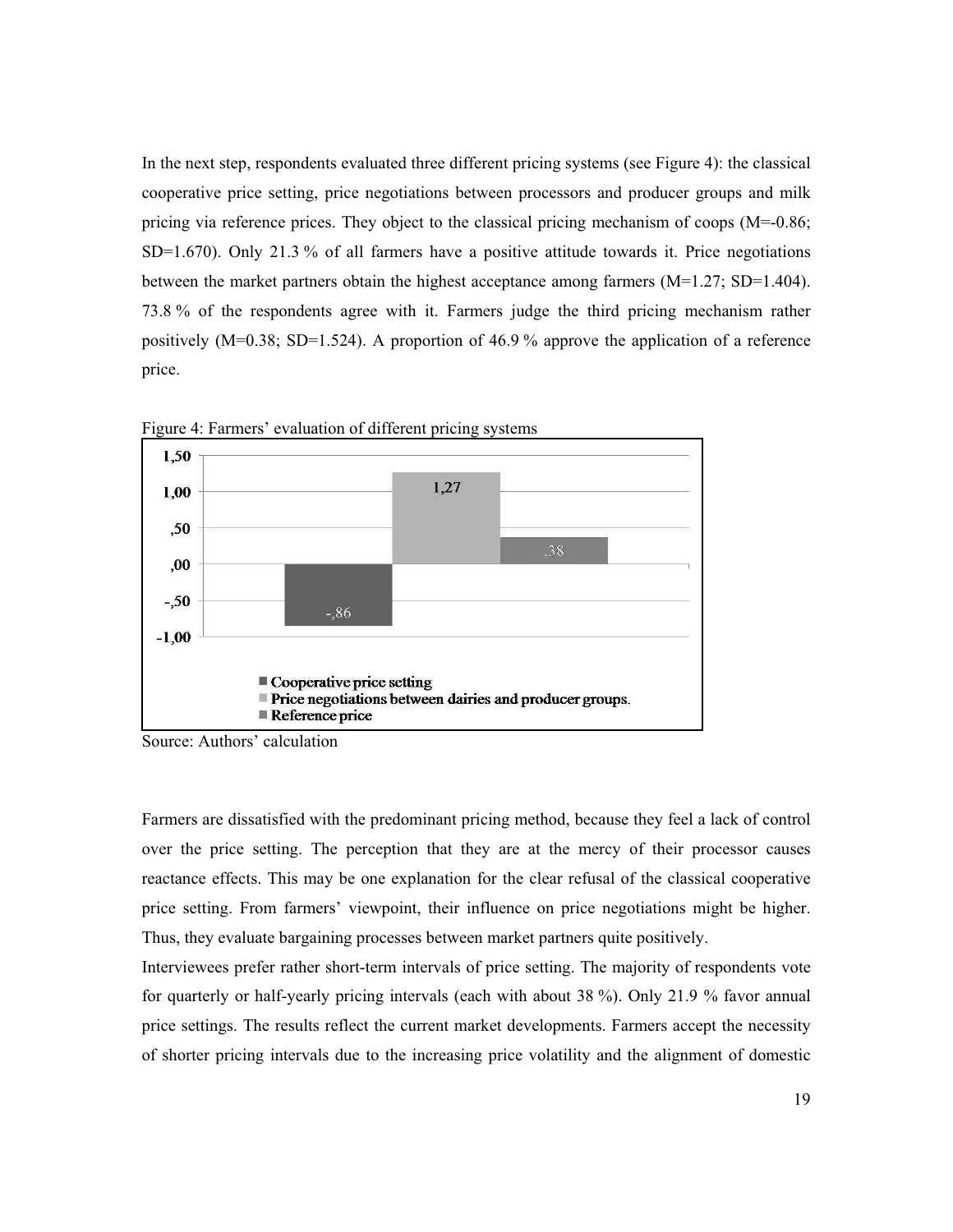In the next step, respondents evaluated three different pricing systems (see Figure 4): the classical cooperative price setting, price negotiations between processors and producer groups and milk pricing via reference prices. They object to the classical pricing mechanism of coops (M=-0.86; SD=1.670). Only 21.3 % of all farmers have a positive attitude towards it. Price negotiations between the market partners obtain the highest acceptance among farmers (M=1.27; SD=1.404). 73.8 % of the respondents agree with it. Farmers judge the third pricing mechanism rather positively (M=0.38; SD=1.524). A proportion of 46.9 % approve the application of a reference price.

Figure 4: Farmers' evaluation of different pricing systems

Source: Authors' calculation

Farmers are dissatisfied with the predominant pricing method, because they feel a lack of control over the price setting. The perception that they are at the mercy of their processor causes reactance effects. This may be one explanation for the clear refusal of the classical cooperative price setting. From farmers' viewpoint, their influence on price negotiations might be higher. Thus, they evaluate bargaining processes between market partners quite positively.

Interviewees prefer rather short-term intervals of price setting. The majority of respondents vote for quarterly or half-yearly pricing intervals (each with about 38 %). Only 21.9 % favor annual price settings. The results reflect the current market developments. Farmers accept the necessity of shorter pricing intervals due to the increasing price volatility and the alignment of domestic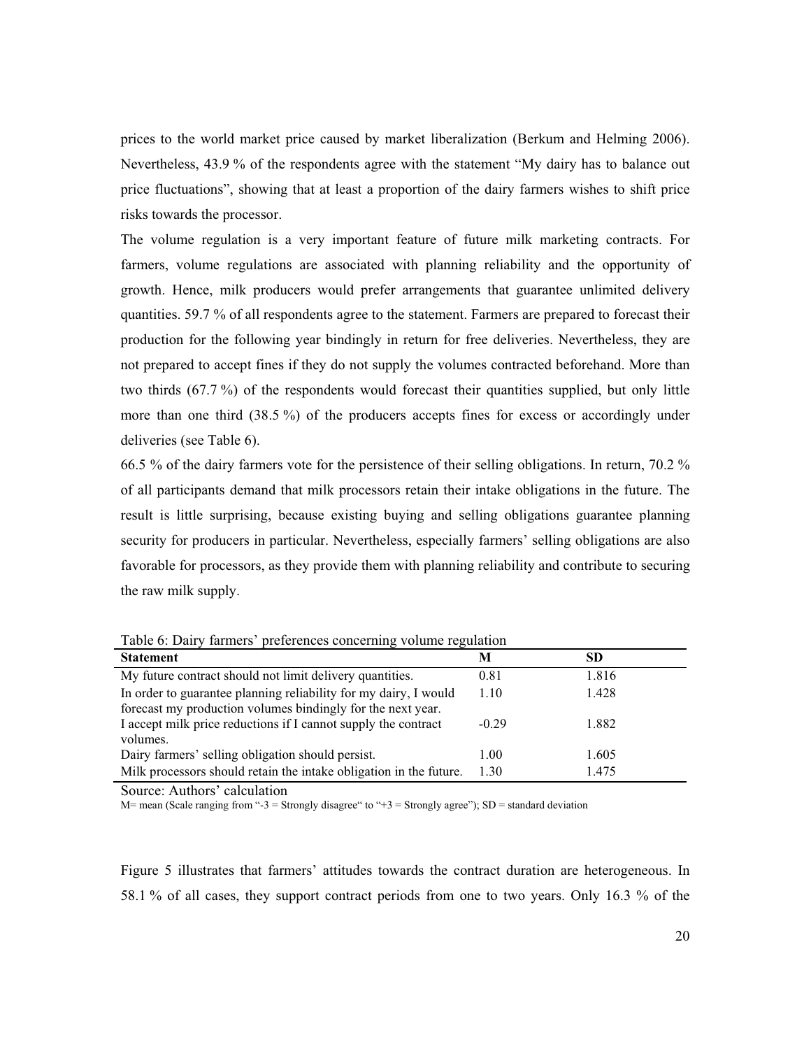prices to the world market price caused by market liberalization (Berkum and Helming 2006). Nevertheless, 43.9 % of the respondents agree with the statement "My dairy has to balance out price fluctuations", showing that at least a proportion of the dairy farmers wishes to shift price risks towards the processor.

The volume regulation is a very important feature of future milk marketing contracts. For farmers, volume regulations are associated with planning reliability and the opportunity of growth. Hence, milk producers would prefer arrangements that guarantee unlimited delivery quantities. 59.7 % of all respondents agree to the statement. Farmers are prepared to forecast their production for the following year bindingly in return for free deliveries. Nevertheless, they are not prepared to accept fines if they do not supply the volumes contracted beforehand. More than two thirds (67.7 %) of the respondents would forecast their quantities supplied, but only little more than one third (38.5 %) of the producers accepts fines for excess or accordingly under deliveries (see Table 6).

66.5 % of the dairy farmers vote for the persistence of their selling obligations. In return, 70.2 % of all participants demand that milk processors retain their intake obligations in the future. The result is little surprising, because existing buying and selling obligations guarantee planning security for producers in particular. Nevertheless, especially farmers' selling obligations are also favorable for processors, as they provide them with planning reliability and contribute to securing the raw milk supply.

Table 6: Dairy farmers' preferences concerning volume regulation

| Statement | M | SD |
|---|---|---|
| My future contract should not limit delivery quantities. | 0.81 | 1.816 |
| In order to guarantee planning reliability for my dairy, I would forecast my production volumes bindingly for the next year. | 1.10 | 1.428 |
| I accept milk price reductions if I cannot supply the contract volumes. | -0.29 | 1.882 |
| Dairy farmers' selling obligation should persist. | 1.00 | 1.605 |
| Milk processors should retain the intake obligation in the future. | 1.30 | 1.475 |

Source: Authors' calculation

M= mean (Scale ranging from "-3 = Strongly disagree" to "+3 = Strongly agree"); SD = standard deviation

Figure 5 illustrates that farmers' attitudes towards the contract duration are heterogeneous. In 58.1 % of all cases, they support contract periods from one to two years. Only 16.3 % of the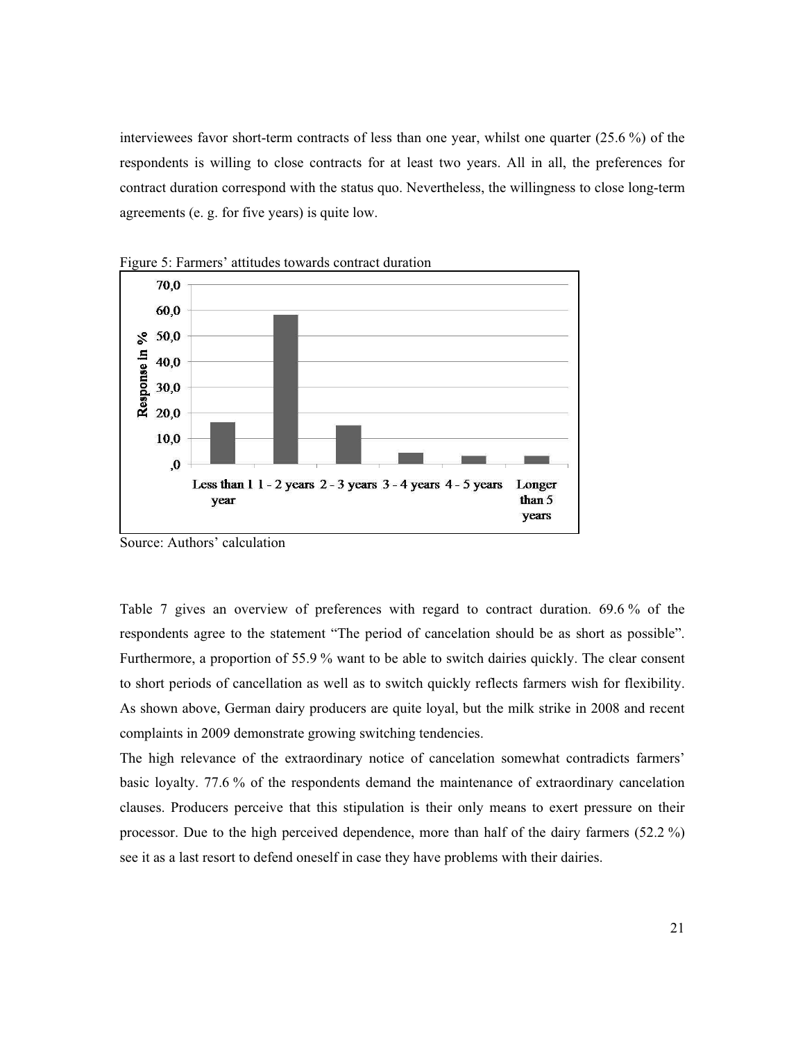interviewees favor short-term contracts of less than one year, whilst one quarter (25.6 %) of the respondents is willing to close contracts for at least two years. All in all, the preferences for contract duration correspond with the status quo. Nevertheless, the willingness to close long-term agreements (e. g. for five years) is quite low.

Figure 5: Farmers' attitudes towards contract duration

Source: Authors' calculation

Table 7 gives an overview of preferences with regard to contract duration. 69.6 % of the respondents agree to the statement "The period of cancelation should be as short as possible". Furthermore, a proportion of 55.9 % want to be able to switch dairies quickly. The clear consent to short periods of cancellation as well as to switch quickly reflects farmers wish for flexibility. As shown above, German dairy producers are quite loyal, but the milk strike in 2008 and recent complaints in 2009 demonstrate growing switching tendencies.

The high relevance of the extraordinary notice of cancelation somewhat contradicts farmers' basic loyalty. 77.6 % of the respondents demand the maintenance of extraordinary cancelation clauses. Producers perceive that this stipulation is their only means to exert pressure on their processor. Due to the high perceived dependence, more than half of the dairy farmers (52.2 %) see it as a last resort to defend oneself in case they have problems with their dairies.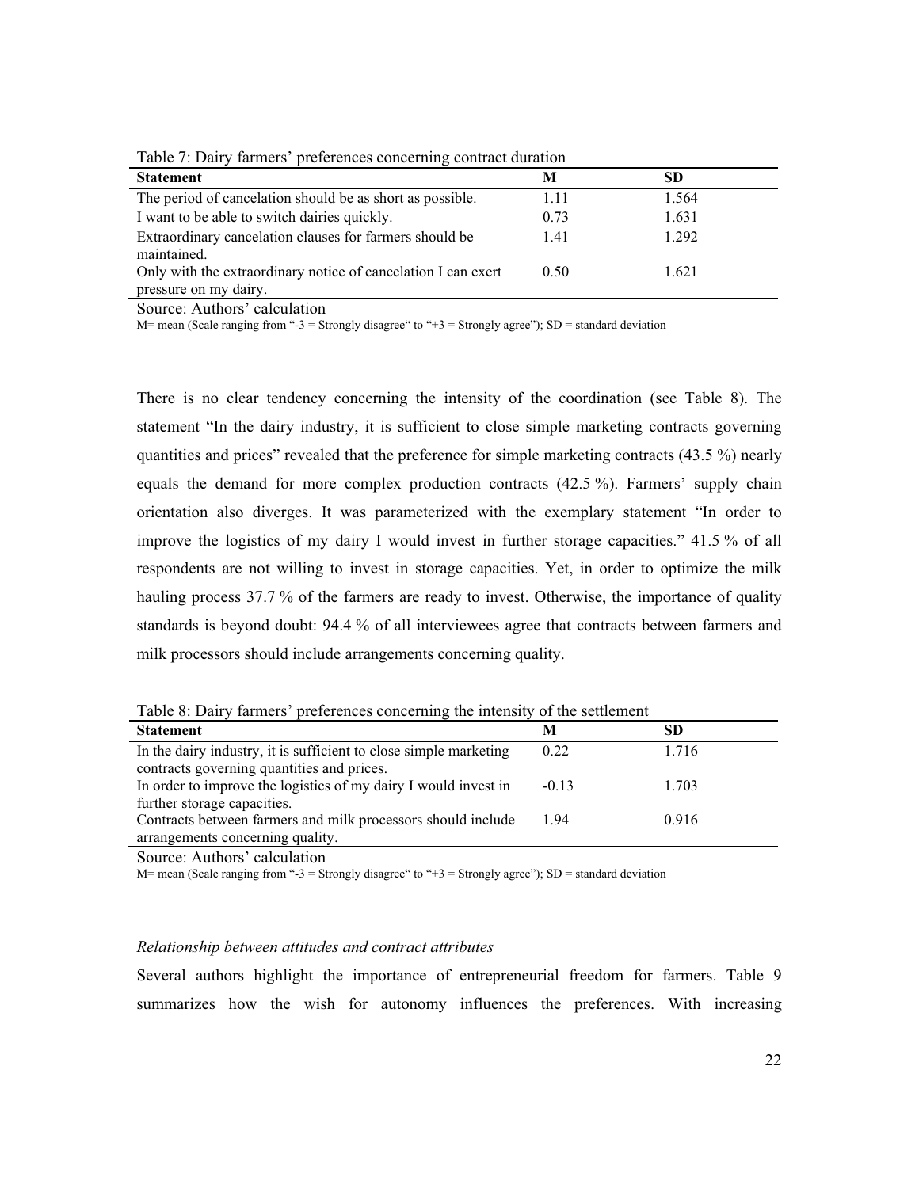Table 7: Dairy farmers' preferences concerning contract duration

| Statement | M | SD |
| --- | --- | --- |
| The period of cancelation should be as short as possible. | 1.11 | 1.564 |
| I want to be able to switch dairies quickly. | 0.73 | 1.631 |
| Extraordinary cancelation clauses for farmers should be maintained. | 1.41 | 1.292 |
| Only with the extraordinary notice of cancelation I can exert pressure on my dairy. | 0.50 | 1.621 |

Source: Authors' calculation

M= mean (Scale ranging from "-3 = Strongly disagree" to "+3 = Strongly agree"); SD = standard deviation

There is no clear tendency concerning the intensity of the coordination (see Table 8). The statement "In the dairy industry, it is sufficient to close simple marketing contracts governing quantities and prices" revealed that the preference for simple marketing contracts (43.5 %) nearly equals the demand for more complex production contracts (42.5 %). Farmers' supply chain orientation also diverges. It was parameterized with the exemplary statement "In order to improve the logistics of my dairy I would invest in further storage capacities." 41.5 % of all respondents are not willing to invest in storage capacities. Yet, in order to optimize the milk hauling process 37.7 % of the farmers are ready to invest. Otherwise, the importance of quality standards is beyond doubt: 94.4 % of all interviewees agree that contracts between farmers and milk processors should include arrangements concerning quality.

Table 8: Dairy farmers' preferences concerning the intensity of the settlement

| Statement | M | SD |
| --- | --- | --- |
| In the dairy industry, it is sufficient to close simple marketing contracts governing quantities and prices. | 0.22 | 1.716 |
| In order to improve the logistics of my dairy I would invest in further storage capacities. | -0.13 | 1.703 |
| Contracts between farmers and milk processors should include arrangements concerning quality. | 1.94 | 0.916 |

Source: Authors' calculation

M= mean (Scale ranging from "-3 = Strongly disagree" to "+3 = Strongly agree"); SD = standard deviation

*Relationship between attitudes and contract attributes*

Several authors highlight the importance of entrepreneurial freedom for farmers. Table 9 summarizes how the wish for autonomy influences the preferences. With increasing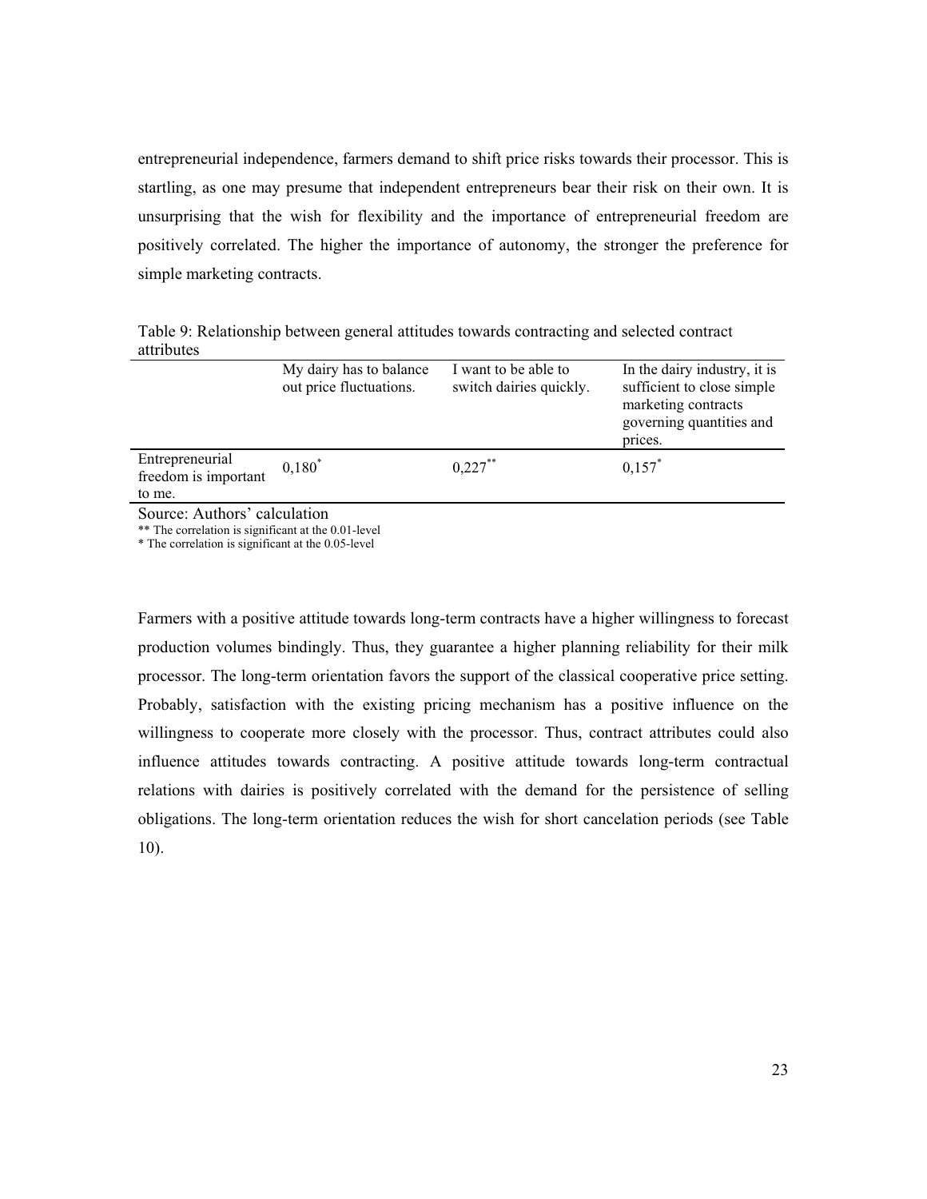entrepreneurial independence, farmers demand to shift price risks towards their processor. This is startling, as one may presume that independent entrepreneurs bear their risk on their own. It is unsurprising that the wish for flexibility and the importance of entrepreneurial freedom are positively correlated. The higher the importance of autonomy, the stronger the preference for simple marketing contracts.

Table 9: Relationship between general attitudes towards contracting and selected contract attributes

| | My dairy has to balance out price fluctuations. | I want to be able to switch dairies quickly. | In the dairy industry, it is sufficient to close simple marketing contracts governing quantities and prices. |
|---|---|---|---|
| Entrepreneurial freedom is important to me. | 0,180* | 0,227** | 0,157* |

Source: Authors' calculation

** The correlation is significant at the 0.01-level

* The correlation is significant at the 0.05-level

Farmers with a positive attitude towards long-term contracts have a higher willingness to forecast production volumes bindingly. Thus, they guarantee a higher planning reliability for their milk processor. The long-term orientation favors the support of the classical cooperative price setting. Probably, satisfaction with the existing pricing mechanism has a positive influence on the willingness to cooperate more closely with the processor. Thus, contract attributes could also influence attitudes towards contracting. A positive attitude towards long-term contractual relations with dairies is positively correlated with the demand for the persistence of selling obligations. The long-term orientation reduces the wish for short cancelation periods (see Table 10).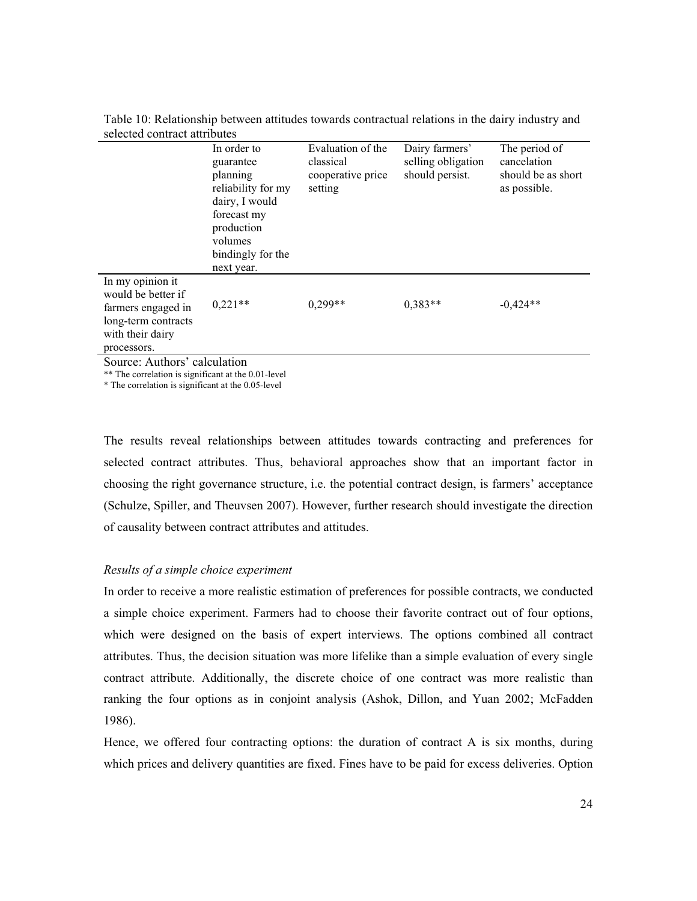Table 10: Relationship between attitudes towards contractual relations in the dairy industry and selected contract attributes

| | In order to guarantee planning reliability for my dairy, I would forecast my production volumes bindingly for the next year. | Evaluation of the classical cooperative price setting | Dairy farmers' selling obligation should persist. | The period of cancelation should be as short as possible. |
|---|---|---|---|---|
| In my opinion it would be better if farmers engaged in long-term contracts with their dairy processors. | 0,221** | 0,299** | 0,383** | -0,424** |

Source: Authors' calculation

** The correlation is significant at the 0.01-level

* The correlation is significant at the 0.05-level

The results reveal relationships between attitudes towards contracting and preferences for selected contract attributes. Thus, behavioral approaches show that an important factor in choosing the right governance structure, i.e. the potential contract design, is farmers' acceptance (Schulze, Spiller, and Theuvsen 2007). However, further research should investigate the direction of causality between contract attributes and attitudes.

*Results of a simple choice experiment*

In order to receive a more realistic estimation of preferences for possible contracts, we conducted a simple choice experiment. Farmers had to choose their favorite contract out of four options, which were designed on the basis of expert interviews. The options combined all contract attributes. Thus, the decision situation was more lifelike than a simple evaluation of every single contract attribute. Additionally, the discrete choice of one contract was more realistic than ranking the four options as in conjoint analysis (Ashok, Dillon, and Yuan 2002; McFadden 1986).

Hence, we offered four contracting options: the duration of contract A is six months, during which prices and delivery quantities are fixed. Fines have to be paid for excess deliveries. Option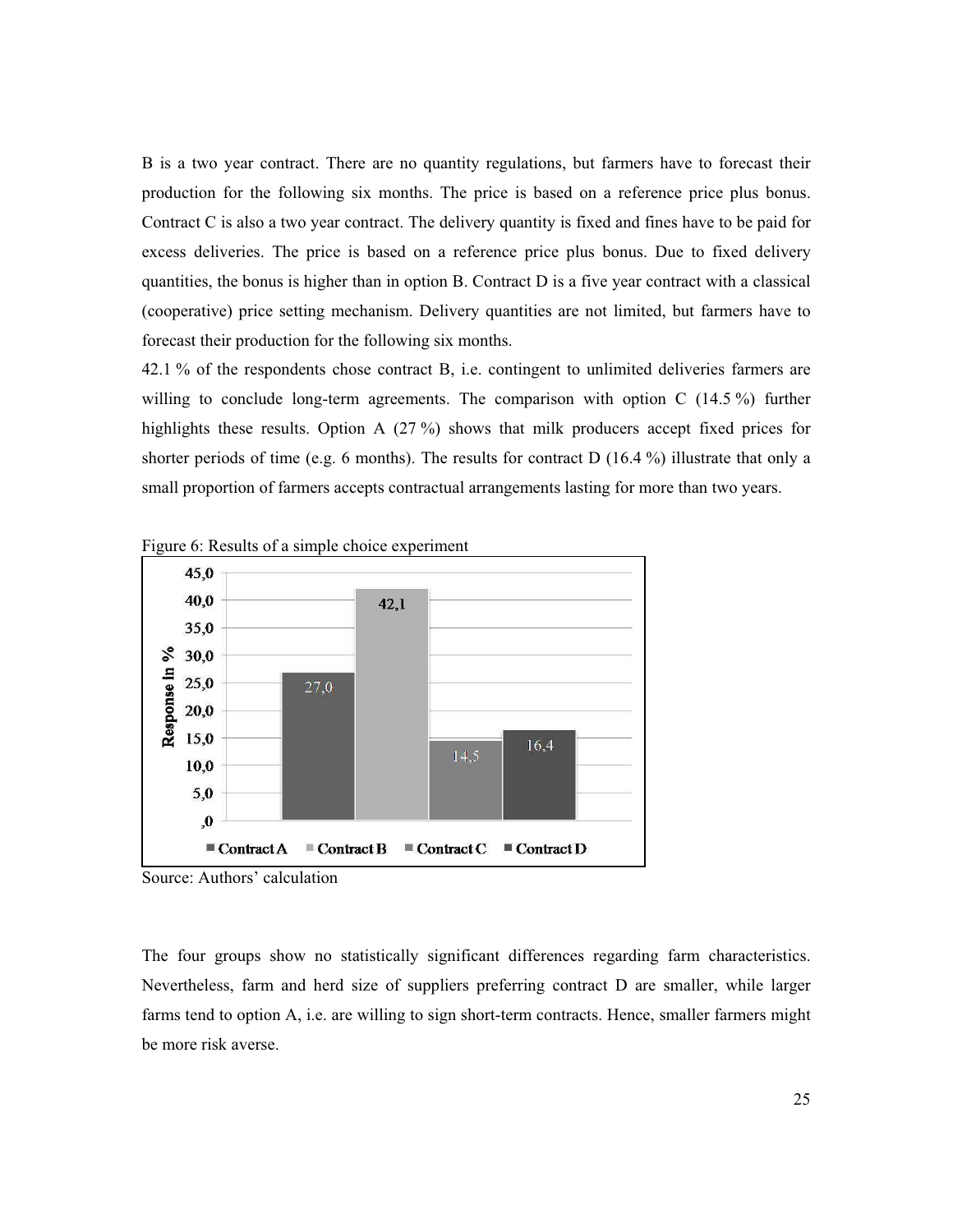B is a two year contract. There are no quantity regulations, but farmers have to forecast their production for the following six months. The price is based on a reference price plus bonus. Contract C is also a two year contract. The delivery quantity is fixed and fines have to be paid for excess deliveries. The price is based on a reference price plus bonus. Due to fixed delivery quantities, the bonus is higher than in option B. Contract D is a five year contract with a classical (cooperative) price setting mechanism. Delivery quantities are not limited, but farmers have to forecast their production for the following six months.

42.1 % of the respondents chose contract B, i.e. contingent to unlimited deliveries farmers are willing to conclude long-term agreements. The comparison with option C (14.5 %) further highlights these results. Option A (27 %) shows that milk producers accept fixed prices for shorter periods of time (e.g. 6 months). The results for contract D (16.4 %) illustrate that only a small proportion of farmers accepts contractual arrangements lasting for more than two years.

Figure 6: Results of a simple choice experiment

| | Response in % |
|---|---|
| Contract A | 27,0 |
| Contract B | 42,1 |
| Contract C | 14,5 |
| Contract D | 16,4 |

Source: Authors' calculation

The four groups show no statistically significant differences regarding farm characteristics. Nevertheless, farm and herd size of suppliers preferring contract D are smaller, while larger farms tend to option A, i.e. are willing to sign short-term contracts. Hence, smaller farmers might be more risk averse.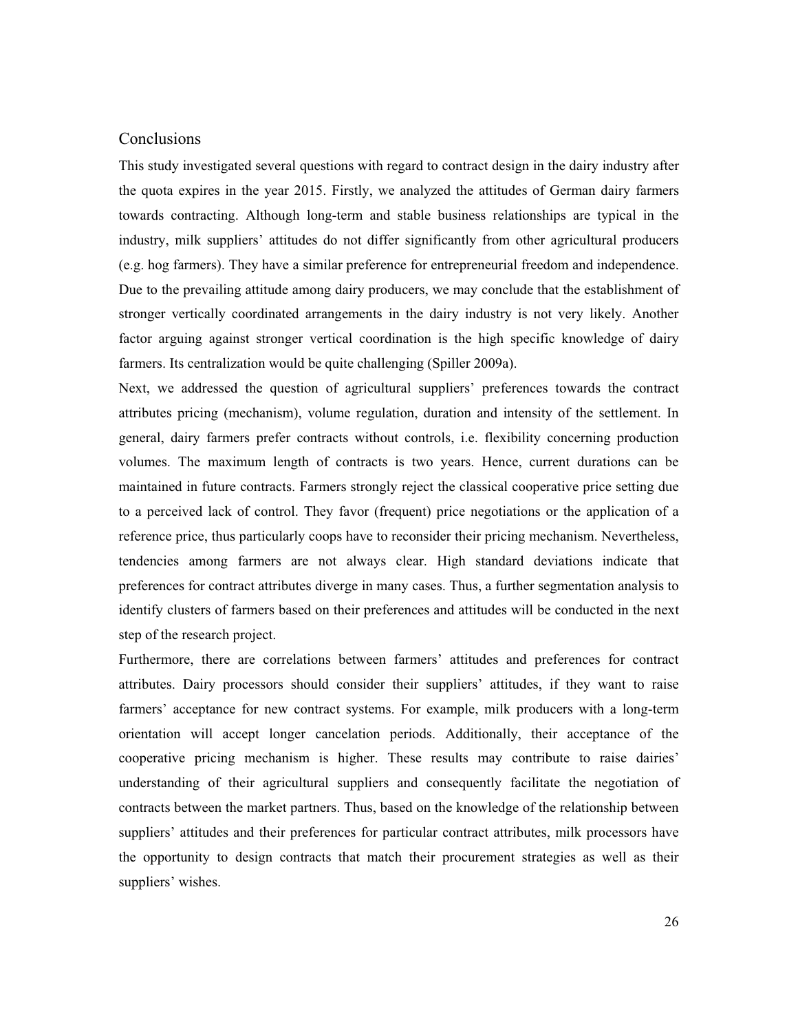## Conclusions

This study investigated several questions with regard to contract design in the dairy industry after the quota expires in the year 2015. Firstly, we analyzed the attitudes of German dairy farmers towards contracting. Although long-term and stable business relationships are typical in the industry, milk suppliers' attitudes do not differ significantly from other agricultural producers (e.g. hog farmers). They have a similar preference for entrepreneurial freedom and independence. Due to the prevailing attitude among dairy producers, we may conclude that the establishment of stronger vertically coordinated arrangements in the dairy industry is not very likely. Another factor arguing against stronger vertical coordination is the high specific knowledge of dairy farmers. Its centralization would be quite challenging (Spiller 2009a).

Next, we addressed the question of agricultural suppliers' preferences towards the contract attributes pricing (mechanism), volume regulation, duration and intensity of the settlement. In general, dairy farmers prefer contracts without controls, i.e. flexibility concerning production volumes. The maximum length of contracts is two years. Hence, current durations can be maintained in future contracts. Farmers strongly reject the classical cooperative price setting due to a perceived lack of control. They favor (frequent) price negotiations or the application of a reference price, thus particularly coops have to reconsider their pricing mechanism. Nevertheless, tendencies among farmers are not always clear. High standard deviations indicate that preferences for contract attributes diverge in many cases. Thus, a further segmentation analysis to identify clusters of farmers based on their preferences and attitudes will be conducted in the next step of the research project.

Furthermore, there are correlations between farmers' attitudes and preferences for contract attributes. Dairy processors should consider their suppliers' attitudes, if they want to raise farmers' acceptance for new contract systems. For example, milk producers with a long-term orientation will accept longer cancelation periods. Additionally, their acceptance of the cooperative pricing mechanism is higher. These results may contribute to raise dairies' understanding of their agricultural suppliers and consequently facilitate the negotiation of contracts between the market partners. Thus, based on the knowledge of the relationship between suppliers' attitudes and their preferences for particular contract attributes, milk processors have the opportunity to design contracts that match their procurement strategies as well as their suppliers' wishes.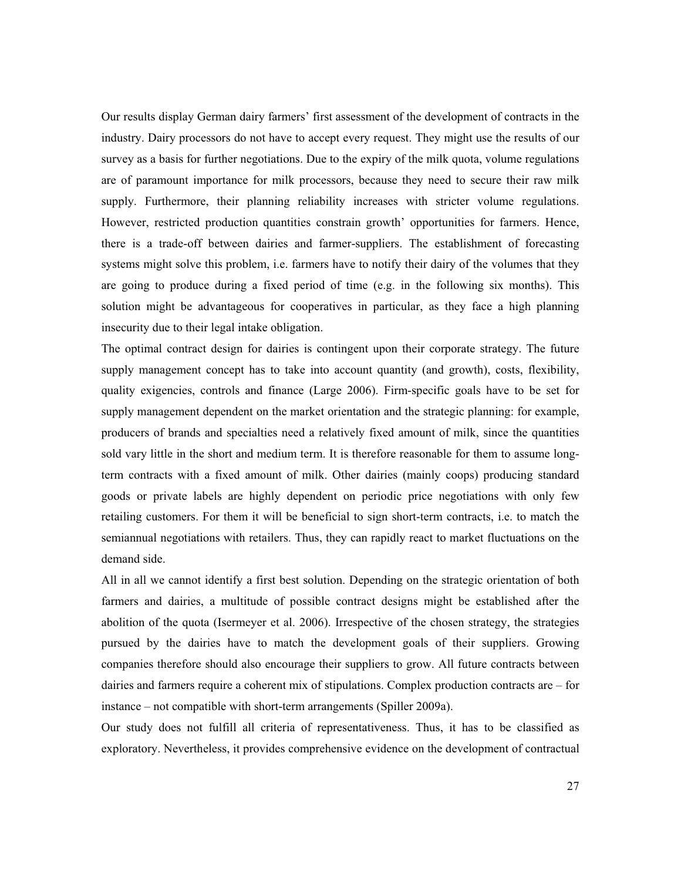Our results display German dairy farmers' first assessment of the development of contracts in the industry. Dairy processors do not have to accept every request. They might use the results of our survey as a basis for further negotiations. Due to the expiry of the milk quota, volume regulations are of paramount importance for milk processors, because they need to secure their raw milk supply. Furthermore, their planning reliability increases with stricter volume regulations. However, restricted production quantities constrain growth' opportunities for farmers. Hence, there is a trade-off between dairies and farmer-suppliers. The establishment of forecasting systems might solve this problem, i.e. farmers have to notify their dairy of the volumes that they are going to produce during a fixed period of time (e.g. in the following six months). This solution might be advantageous for cooperatives in particular, as they face a high planning insecurity due to their legal intake obligation.

The optimal contract design for dairies is contingent upon their corporate strategy. The future supply management concept has to take into account quantity (and growth), costs, flexibility, quality exigencies, controls and finance (Large 2006). Firm-specific goals have to be set for supply management dependent on the market orientation and the strategic planning: for example, producers of brands and specialties need a relatively fixed amount of milk, since the quantities sold vary little in the short and medium term. It is therefore reasonable for them to assume long-term contracts with a fixed amount of milk. Other dairies (mainly coops) producing standard goods or private labels are highly dependent on periodic price negotiations with only few retailing customers. For them it will be beneficial to sign short-term contracts, i.e. to match the semiannual negotiations with retailers. Thus, they can rapidly react to market fluctuations on the demand side.

All in all we cannot identify a first best solution. Depending on the strategic orientation of both farmers and dairies, a multitude of possible contract designs might be established after the abolition of the quota (Isermeyer et al. 2006). Irrespective of the chosen strategy, the strategies pursued by the dairies have to match the development goals of their suppliers. Growing companies therefore should also encourage their suppliers to grow. All future contracts between dairies and farmers require a coherent mix of stipulations. Complex production contracts are – for instance – not compatible with short-term arrangements (Spiller 2009a).

Our study does not fulfill all criteria of representativeness. Thus, it has to be classified as exploratory. Nevertheless, it provides comprehensive evidence on the development of contractual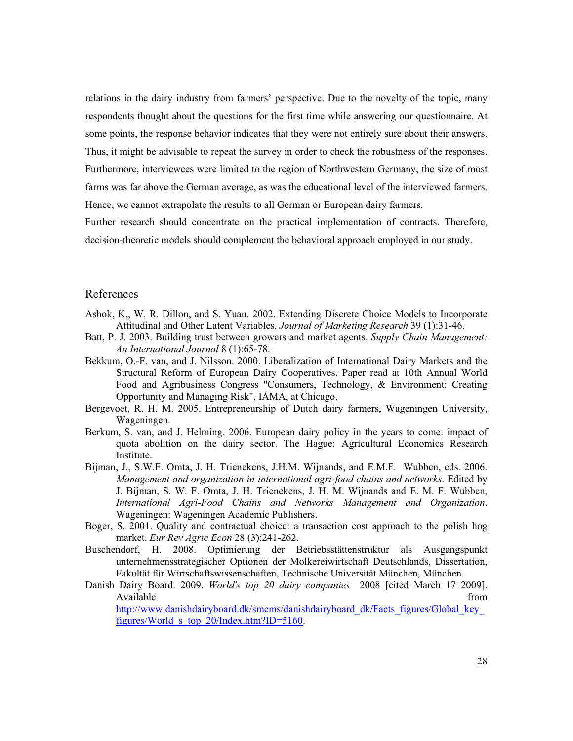relations in the dairy industry from farmers' perspective. Due to the novelty of the topic, many respondents thought about the questions for the first time while answering our questionnaire. At some points, the response behavior indicates that they were not entirely sure about their answers. Thus, it might be advisable to repeat the survey in order to check the robustness of the responses. Furthermore, interviewees were limited to the region of Northwestern Germany; the size of most farms was far above the German average, as was the educational level of the interviewed farmers. Hence, we cannot extrapolate the results to all German or European dairy farmers.

Further research should concentrate on the practical implementation of contracts. Therefore, decision-theoretic models should complement the behavioral approach employed in our study.

## References

Ashok, K., W. R. Dillon, and S. Yuan. 2002. Extending Discrete Choice Models to Incorporate Attitudinal and Other Latent Variables. *Journal of Marketing Research* 39 (1):31-46.

Batt, P. J. 2003. Building trust between growers and market agents. *Supply Chain Management: An International Journal* 8 (1):65-78.

Bekkum, O.-F. van, and J. Nilsson. 2000. Liberalization of International Dairy Markets and the Structural Reform of European Dairy Cooperatives. Paper read at 10th Annual World Food and Agribusiness Congress "Consumers, Technology, & Environment: Creating Opportunity and Managing Risk", IAMA, at Chicago.

Bergevoet, R. H. M. 2005. Entrepreneurship of Dutch dairy farmers, Wageningen University, Wageningen.

Berkum, S. van, and J. Helming. 2006. European dairy policy in the years to come: impact of quota abolition on the dairy sector. The Hague: Agricultural Economics Research Institute.

Bijman, J., S.W.F. Omta, J. H. Trienekens, J.H.M. Wijnands, and E.M.F. Wubben, eds. 2006. *Management and organization in international agri-food chains and networks*. Edited by J. Bijman, S. W. F. Omta, J. H. Trienekens, J. H. M. Wijnands and E. M. F. Wubben, *International Agri-Food Chains and Networks Management and Organization*. Wageningen: Wageningen Academic Publishers.

Boger, S. 2001. Quality and contractual choice: a transaction cost approach to the polish hog market. *Eur Rev Agric Econ* 28 (3):241-262.

Buschendorf, H. 2008. Optimierung der Betriebsstättenstruktur als Ausgangspunkt unternehmensstrategischer Optionen der Molkereiwirtschaft Deutschlands, Dissertation, Fakultät für Wirtschaftswissenschaften, Technische Universität München, München.

Danish Dairy Board. 2009. *World's top 20 dairy companies* 2008 [cited March 17 2009]. Available from http://www.danishdairyboard.dk/smcms/danishdairyboard_dk/Facts_figures/Global_key_figures/World_s_top_20/Index.htm?ID=5160.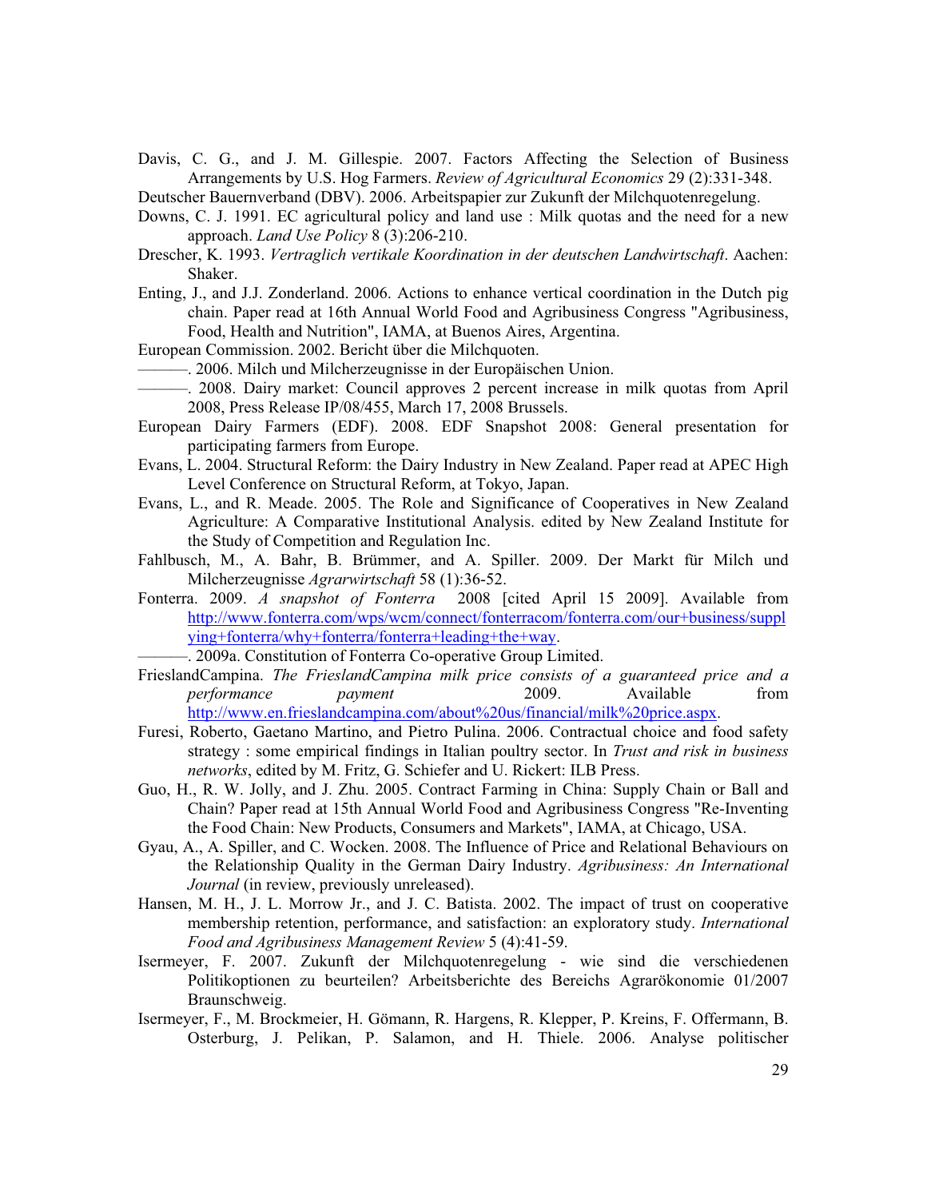Davis, C. G., and J. M. Gillespie. 2007. Factors Affecting the Selection of Business Arrangements by U.S. Hog Farmers. *Review of Agricultural Economics* 29 (2):331-348.

Deutscher Bauernverband (DBV). 2006. Arbeitspapier zur Zukunft der Milchquotenregelung.

Downs, C. J. 1991. EC agricultural policy and land use : Milk quotas and the need for a new approach. *Land Use Policy* 8 (3):206-210.

Drescher, K. 1993. *Vertraglich vertikale Koordination in der deutschen Landwirtschaft*. Aachen: Shaker.

Enting, J., and J.J. Zonderland. 2006. Actions to enhance vertical coordination in the Dutch pig chain. Paper read at 16th Annual World Food and Agribusiness Congress "Agribusiness, Food, Health and Nutrition", IAMA, at Buenos Aires, Argentina.

European Commission. 2002. Bericht über die Milchquoten.

———. 2006. Milch und Milcherzeugnisse in der Europäischen Union.

———. 2008. Dairy market: Council approves 2 percent increase in milk quotas from April 2008, Press Release IP/08/455, March 17, 2008 Brussels.

European Dairy Farmers (EDF). 2008. EDF Snapshot 2008: General presentation for participating farmers from Europe.

Evans, L. 2004. Structural Reform: the Dairy Industry in New Zealand. Paper read at APEC High Level Conference on Structural Reform, at Tokyo, Japan.

Evans, L., and R. Meade. 2005. The Role and Significance of Cooperatives in New Zealand Agriculture: A Comparative Institutional Analysis. edited by New Zealand Institute for the Study of Competition and Regulation Inc.

Fahlbusch, M., A. Bahr, B. Brümmer, and A. Spiller. 2009. Der Markt für Milch und Milcherzeugnisse *Agrarwirtschaft* 58 (1):36-52.

Fonterra. 2009. *A snapshot of Fonterra* 2008 [cited April 15 2009]. Available from http://www.fonterra.com/wps/wcm/connect/fonterracom/fonterra.com/our+business/supplying+fonterra/why+fonterra/fonterra+leading+the+way.

———. 2009a. Constitution of Fonterra Co-operative Group Limited.

FrieslandCampina. *The FrieslandCampina milk price consists of a guaranteed price and a performance payment* 2009. Available from http://www.en.frieslandcampina.com/about%20us/financial/milk%20price.aspx.

Furesi, Roberto, Gaetano Martino, and Pietro Pulina. 2006. Contractual choice and food safety strategy : some empirical findings in Italian poultry sector. In *Trust and risk in business networks*, edited by M. Fritz, G. Schiefer and U. Rickert: ILB Press.

Guo, H., R. W. Jolly, and J. Zhu. 2005. Contract Farming in China: Supply Chain or Ball and Chain? Paper read at 15th Annual World Food and Agribusiness Congress "Re-Inventing the Food Chain: New Products, Consumers and Markets", IAMA, at Chicago, USA.

Gyau, A., A. Spiller, and C. Wocken. 2008. The Influence of Price and Relational Behaviours on the Relationship Quality in the German Dairy Industry. *Agribusiness: An International Journal* (in review, previously unreleased).

Hansen, M. H., J. L. Morrow Jr., and J. C. Batista. 2002. The impact of trust on cooperative membership retention, performance, and satisfaction: an exploratory study. *International Food and Agribusiness Management Review* 5 (4):41-59.

Isermeyer, F. 2007. Zukunft der Milchquotenregelung - wie sind die verschiedenen Politikoptionen zu beurteilen? Arbeitsberichte des Bereichs Agrarökonomie 01/2007 Braunschweig.

Isermeyer, F., M. Brockmeier, H. Gömann, R. Hargens, R. Klepper, P. Kreins, F. Offermann, B. Osterburg, J. Pelikan, P. Salamon, and H. Thiele. 2006. Analyse politischer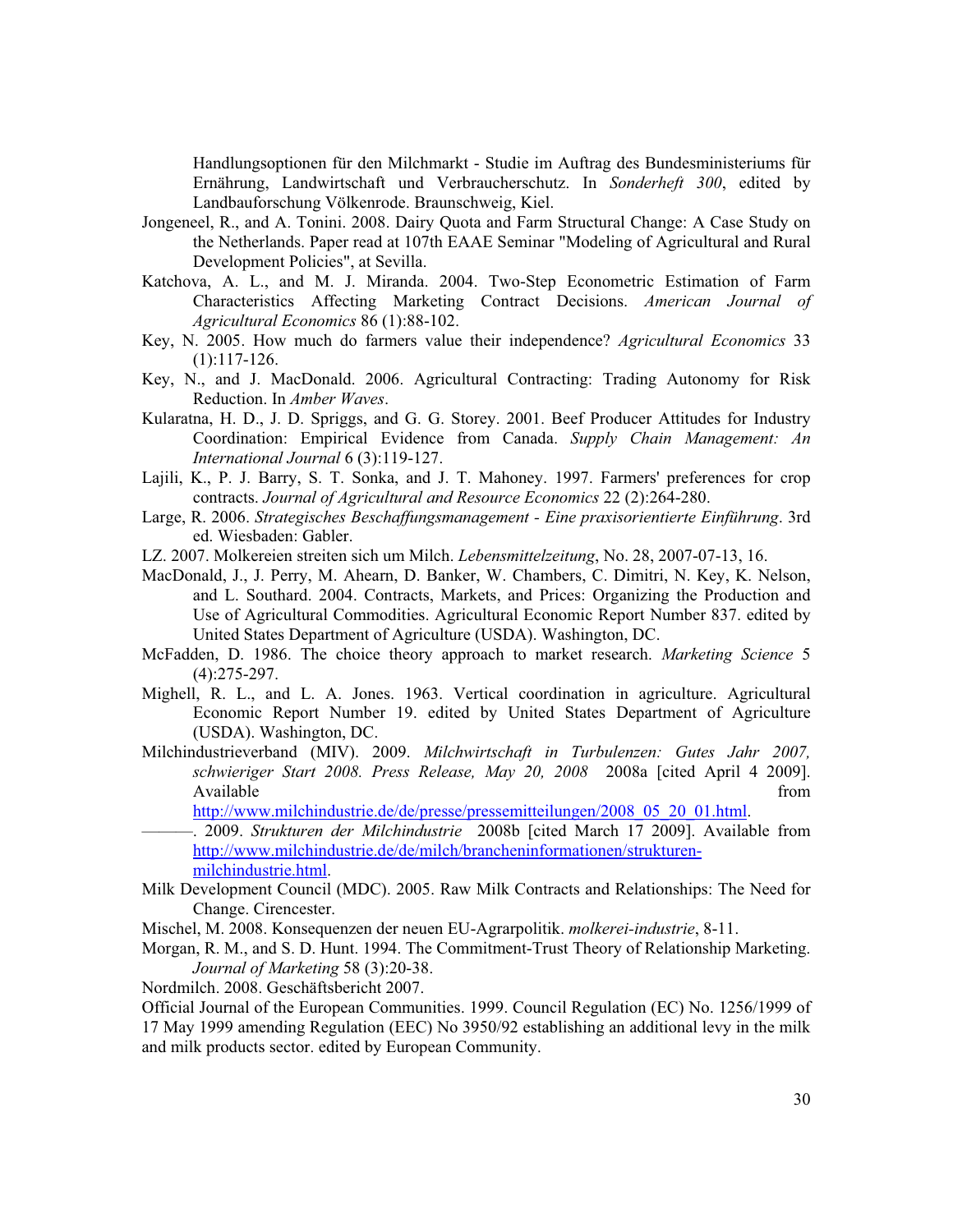Handlungsoptionen für den Milchmarkt - Studie im Auftrag des Bundesministeriums für Ernährung, Landwirtschaft und Verbraucherschutz. In *Sonderheft 300*, edited by Landbauforschung Völkenrode. Braunschweig, Kiel.

Jongeneel, R., and A. Tonini. 2008. Dairy Quota and Farm Structural Change: A Case Study on the Netherlands. Paper read at 107th EAAE Seminar "Modeling of Agricultural and Rural Development Policies", at Sevilla.

Katchova, A. L., and M. J. Miranda. 2004. Two-Step Econometric Estimation of Farm Characteristics Affecting Marketing Contract Decisions. *American Journal of Agricultural Economics* 86 (1):88-102.

Key, N. 2005. How much do farmers value their independence? *Agricultural Economics* 33 (1):117-126.

Key, N., and J. MacDonald. 2006. Agricultural Contracting: Trading Autonomy for Risk Reduction. In *Amber Waves*.

Kularatna, H. D., J. D. Spriggs, and G. G. Storey. 2001. Beef Producer Attitudes for Industry Coordination: Empirical Evidence from Canada. *Supply Chain Management: An International Journal* 6 (3):119-127.

Lajili, K., P. J. Barry, S. T. Sonka, and J. T. Mahoney. 1997. Farmers' preferences for crop contracts. *Journal of Agricultural and Resource Economics* 22 (2):264-280.

Large, R. 2006. *Strategisches Beschaffungsmanagement - Eine praxisorientierte Einführung*. 3rd ed. Wiesbaden: Gabler.

LZ. 2007. Molkereien streiten sich um Milch. *Lebensmittelzeitung*, No. 28, 2007-07-13, 16.

MacDonald, J., J. Perry, M. Ahearn, D. Banker, W. Chambers, C. Dimitri, N. Key, K. Nelson, and L. Southard. 2004. Contracts, Markets, and Prices: Organizing the Production and Use of Agricultural Commodities. Agricultural Economic Report Number 837. edited by United States Department of Agriculture (USDA). Washington, DC.

McFadden, D. 1986. The choice theory approach to market research. *Marketing Science* 5 (4):275-297.

Mighell, R. L., and L. A. Jones. 1963. Vertical coordination in agriculture. Agricultural Economic Report Number 19. edited by United States Department of Agriculture (USDA). Washington, DC.

Milchindustrieverband (MIV). 2009. *Milchwirtschaft in Turbulenzen: Gutes Jahr 2007, schwieriger Start 2008. Press Release, May 20, 2008* 2008a [cited April 4 2009]. Available from http://www.milchindustrie.de/de/presse/pressemitteilungen/2008_05_20_01.html.

———. 2009. *Strukturen der Milchindustrie* 2008b [cited March 17 2009]. Available from http://www.milchindustrie.de/de/milch/brancheninformationen/strukturen-milchindustrie.html.

Milk Development Council (MDC). 2005. Raw Milk Contracts and Relationships: The Need for Change. Cirencester.

Mischel, M. 2008. Konsequenzen der neuen EU-Agrarpolitik. *molkerei-industrie*, 8-11.

Morgan, R. M., and S. D. Hunt. 1994. The Commitment-Trust Theory of Relationship Marketing. *Journal of Marketing* 58 (3):20-38.

Nordmilch. 2008. Geschäftsbericht 2007.

Official Journal of the European Communities. 1999. Council Regulation (EC) No. 1256/1999 of 17 May 1999 amending Regulation (EEC) No 3950/92 establishing an additional levy in the milk and milk products sector. edited by European Community.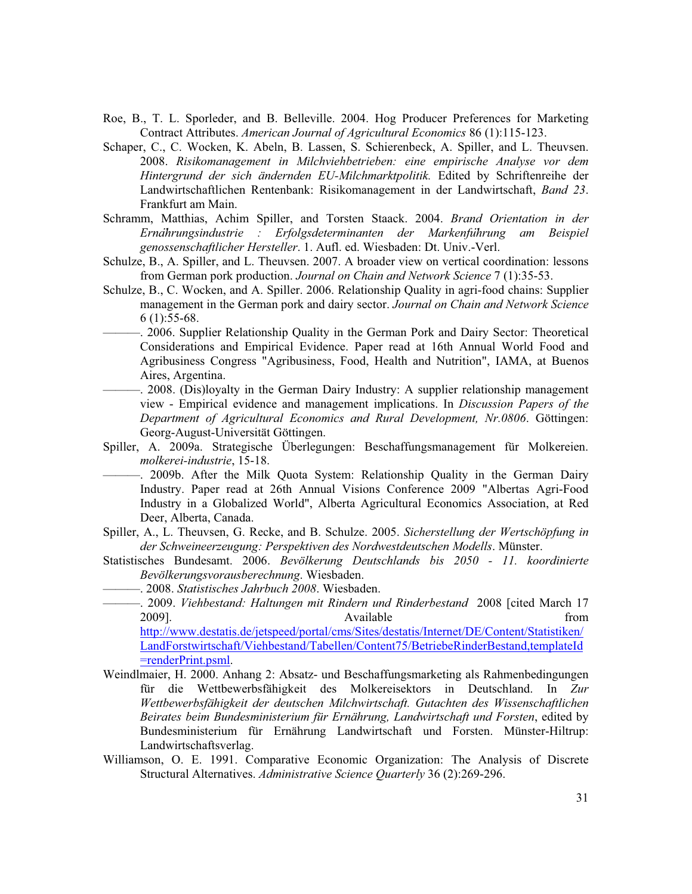Roe, B., T. L. Sporleder, and B. Belleville. 2004. Hog Producer Preferences for Marketing Contract Attributes. *American Journal of Agricultural Economics* 86 (1):115-123.

Schaper, C., C. Wocken, K. Abeln, B. Lassen, S. Schierenbeck, A. Spiller, and L. Theuvsen. 2008. *Risikomanagement in Milchviehbetrieben: eine empirische Analyse vor dem Hintergrund der sich ändernden EU-Milchmarktpolitik.* Edited by Schriftenreihe der Landwirtschaftlichen Rentenbank: Risikomanagement in der Landwirtschaft, *Band 23*. Frankfurt am Main.

Schramm, Matthias, Achim Spiller, and Torsten Staack. 2004. *Brand Orientation in der Ernährungsindustrie : Erfolgsdeterminanten der Markenführung am Beispiel genossenschaftlicher Hersteller*. 1. Aufl. ed. Wiesbaden: Dt. Univ.-Verl.

Schulze, B., A. Spiller, and L. Theuvsen. 2007. A broader view on vertical coordination: lessons from German pork production. *Journal on Chain and Network Science* 7 (1):35-53.

Schulze, B., C. Wocken, and A. Spiller. 2006. Relationship Quality in agri-food chains: Supplier management in the German pork and dairy sector. *Journal on Chain and Network Science* 6 (1):55-68.

———. 2006. Supplier Relationship Quality in the German Pork and Dairy Sector: Theoretical Considerations and Empirical Evidence. Paper read at 16th Annual World Food and Agribusiness Congress "Agribusiness, Food, Health and Nutrition", IAMA, at Buenos Aires, Argentina.

———. 2008. (Dis)loyalty in the German Dairy Industry: A supplier relationship management view - Empirical evidence and management implications. In *Discussion Papers of the Department of Agricultural Economics and Rural Development, Nr.0806*. Göttingen: Georg-August-Universität Göttingen.

Spiller, A. 2009a. Strategische Überlegungen: Beschaffungsmanagement für Molkereien. *molkerei-industrie*, 15-18.

———. 2009b. After the Milk Quota System: Relationship Quality in the German Dairy Industry. Paper read at 26th Annual Visions Conference 2009 "Albertas Agri-Food Industry in a Globalized World", Alberta Agricultural Economics Association, at Red Deer, Alberta, Canada.

Spiller, A., L. Theuvsen, G. Recke, and B. Schulze. 2005. *Sicherstellung der Wertschöpfung in der Schweineerzeugung: Perspektiven des Nordwestdeutschen Modells*. Münster.

Statistisches Bundesamt. 2006. *Bevölkerung Deutschlands bis 2050 - 11. koordinierte Bevölkerungsvorausberechnung*. Wiesbaden.

———. 2008. *Statistisches Jahrbuch 2008*. Wiesbaden.

———. 2009. *Viehbestand: Haltungen mit Rindern und Rinderbestand* 2008 [cited March 17 2009]. Available from http://www.destatis.de/jetspeed/portal/cms/Sites/destatis/Internet/DE/Content/Statistiken/LandForstwirtschaft/Viehbestand/Tabellen/Content75/BetriebeRinderBestand,templateId=renderPrint.psml.

Weindlmaier, H. 2000. Anhang 2: Absatz- und Beschaffungsmarketing als Rahmenbedingungen für die Wettbewerbsfähigkeit des Molkereisektors in Deutschland. In *Zur Wettbewerbsfähigkeit der deutschen Milchwirtschaft. Gutachten des Wissenschaftlichen Beirates beim Bundesministerium für Ernährung, Landwirtschaft und Forsten*, edited by Bundesministerium für Ernährung Landwirtschaft und Forsten. Münster-Hiltrup: Landwirtschaftsverlag.

Williamson, O. E. 1991. Comparative Economic Organization: The Analysis of Discrete Structural Alternatives. *Administrative Science Quarterly* 36 (2):269-296.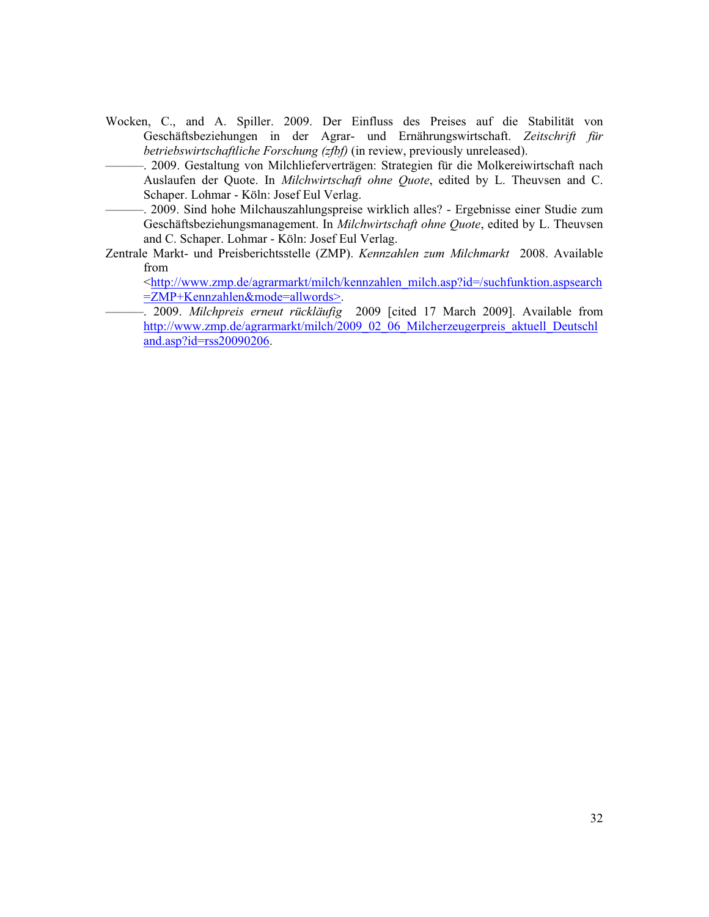Wocken, C., and A. Spiller. 2009. Der Einfluss des Preises auf die Stabilität von Geschäftsbeziehungen in der Agrar- und Ernährungswirtschaft. *Zeitschrift für betriebswirtschaftliche Forschung (zfbf)* (in review, previously unreleased).

———. 2009. Gestaltung von Milchlieferverträgen: Strategien für die Molkereiwirtschaft nach Auslaufen der Quote. In *Milchwirtschaft ohne Quote*, edited by L. Theuvsen and C. Schaper. Lohmar - Köln: Josef Eul Verlag.

———. 2009. Sind hohe Milchauszahlungspreise wirklich alles? - Ergebnisse einer Studie zum Geschäftsbeziehungsmanagement. In *Milchwirtschaft ohne Quote*, edited by L. Theuvsen and C. Schaper. Lohmar - Köln: Josef Eul Verlag.

Zentrale Markt- und Preisberichtsstelle (ZMP). *Kennzahlen zum Milchmarkt* 2008. Available from <http://www.zmp.de/agrarmarkt/milch/kennzahlen_milch.asp?id=/suchfunktion.aspsearch=ZMP+Kennzahlen&mode=allwords>.

———. 2009. *Milchpreis erneut rückläufig* 2009 [cited 17 March 2009]. Available from http://www.zmp.de/agrarmarkt/milch/2009_02_06_Milcherzeugerpreis_aktuell_Deutschland.asp?id=rss20090206.